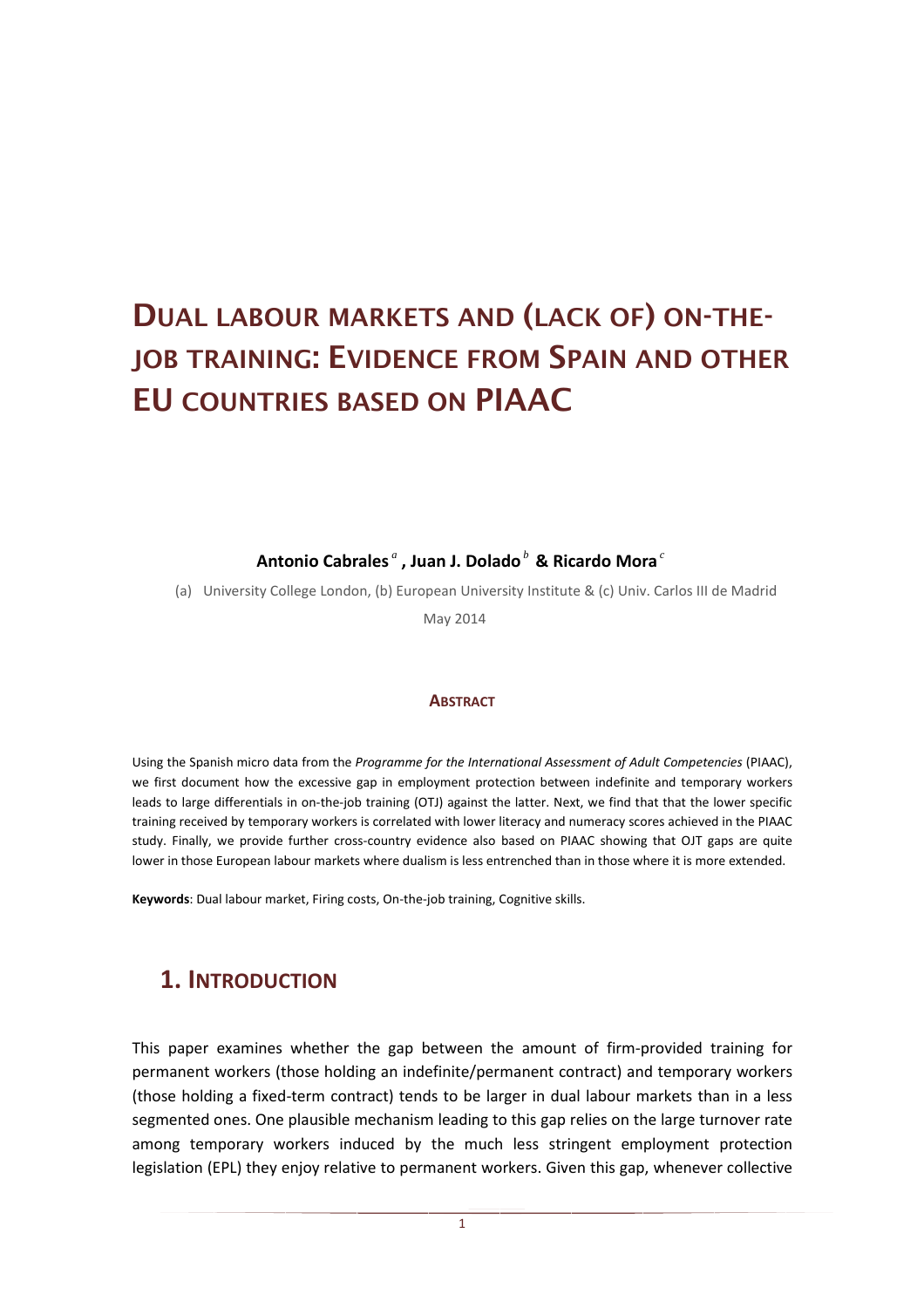# DUAL LABOUR MARKETS AND (LACK OF) ON-THE-JOB TRAINING: EVIDENCE FROM SPAIN AND OTHER EU COUNTRIES BASED ON PIAAC

**Antonio Cabrales [a] , Juan J. Dolado [b] & Ricardo Mora [c]**

(a) University College London, (b) European University Institute & (c) Univ. Carlos III de Madrid

May 2014

#### ABSTRACT

Using the Spanish micro data from the *Programme for the International Assessment of Adult Competencies* (PIAAC), we first document how the excessive gap in employment protection between indefinite and temporary workers leads to large differentials in on-the-job training (OTJ) against the latter. Next, we find that that the lower specific training received by temporary workers is correlated with lower literacy and numeracy scores achieved in the PIAAC study. Finally, we provide further cross-country evidence also based on PIAAC showing that OJT gaps are quite lower in those European labour markets where dualism is less entrenched than in those where it is more extended.

**Keywords**: Dual labour market, Firing costs, On-the-job training, Cognitive skills.

## 1. INTRODUCTION

This paper examines whether the gap between the amount of firm-provided training for permanent workers (those holding an indefinite/permanent contract) and temporary workers (those holding a fixed-term contract) tends to be larger in dual labour markets than in a less segmented ones. One plausible mechanism leading to this gap relies on the large turnover rate among temporary workers induced by the much less stringent employment protection legislation (EPL) they enjoy relative to permanent workers. Given this gap, whenever collective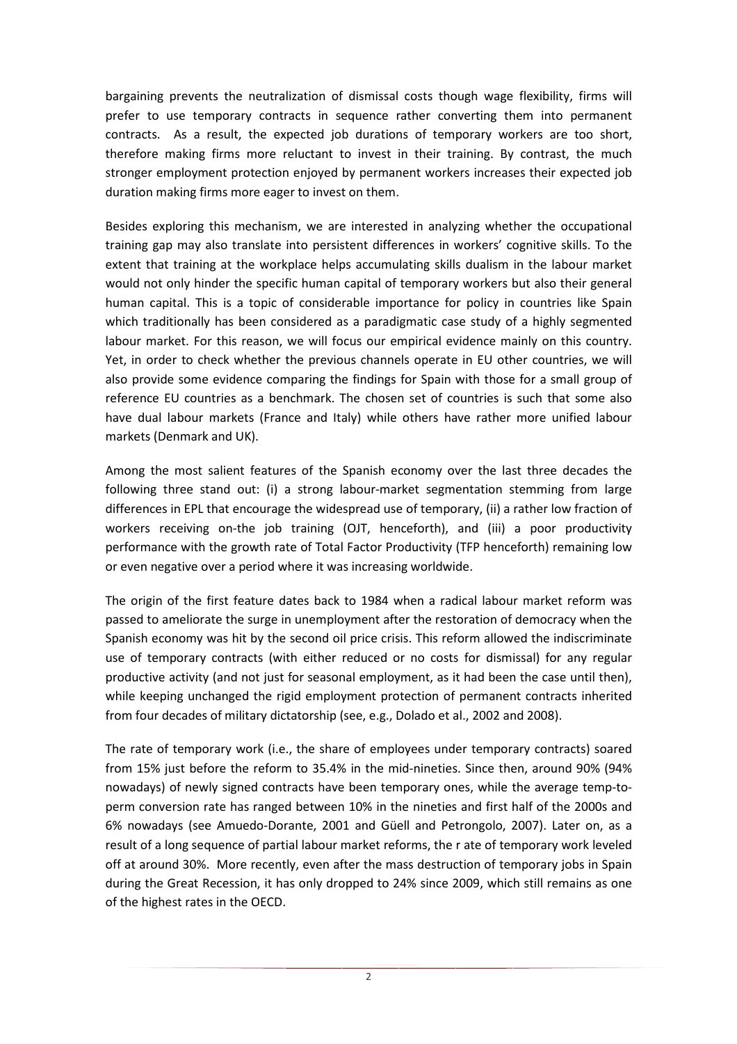bargaining prevents the neutralization of dismissal costs though wage flexibility, firms will prefer to use temporary contracts in sequence rather converting them into permanent contracts. As a result, the expected job durations of temporary workers are too short, therefore making firms more reluctant to invest in their training. By contrast, the much stronger employment protection enjoyed by permanent workers increases their expected job duration making firms more eager to invest on them.

Besides exploring this mechanism, we are interested in analyzing whether the occupational training gap may also translate into persistent differences in workers' cognitive skills. To the extent that training at the workplace helps accumulating skills dualism in the labour market would not only hinder the specific human capital of temporary workers but also their general human capital. This is a topic of considerable importance for policy in countries like Spain which traditionally has been considered as a paradigmatic case study of a highly segmented labour market. For this reason, we will focus our empirical evidence mainly on this country. Yet, in order to check whether the previous channels operate in EU other countries, we will also provide some evidence comparing the findings for Spain with those for a small group of reference EU countries as a benchmark. The chosen set of countries is such that some also have dual labour markets (France and Italy) while others have rather more unified labour markets (Denmark and UK).

Among the most salient features of the Spanish economy over the last three decades the following three stand out: (i) a strong labour-market segmentation stemming from large differences in EPL that encourage the widespread use of temporary, (ii) a rather low fraction of workers receiving on-the job training (OJT, henceforth), and (iii) a poor productivity performance with the growth rate of Total Factor Productivity (TFP henceforth) remaining low or even negative over a period where it was increasing worldwide.

The origin of the first feature dates back to 1984 when a radical labour market reform was passed to ameliorate the surge in unemployment after the restoration of democracy when the Spanish economy was hit by the second oil price crisis. This reform allowed the indiscriminate use of temporary contracts (with either reduced or no costs for dismissal) for any regular productive activity (and not just for seasonal employment, as it had been the case until then), while keeping unchanged the rigid employment protection of permanent contracts inherited from four decades of military dictatorship (see, e.g., Dolado et al., 2002 and 2008).

The rate of temporary work (i.e., the share of employees under temporary contracts) soared from 15% just before the reform to 35.4% in the mid-nineties. Since then, around 90% (94% nowadays) of newly signed contracts have been temporary ones, while the average temp-to-perm conversion rate has ranged between 10% in the nineties and first half of the 2000s and 6% nowadays (see Amuedo-Dorante, 2001 and Güell and Petrongolo, 2007). Later on, as a result of a long sequence of partial labour market reforms, the r ate of temporary work leveled off at around 30%. More recently, even after the mass destruction of temporary jobs in Spain during the Great Recession, it has only dropped to 24% since 2009, which still remains as one of the highest rates in the OECD.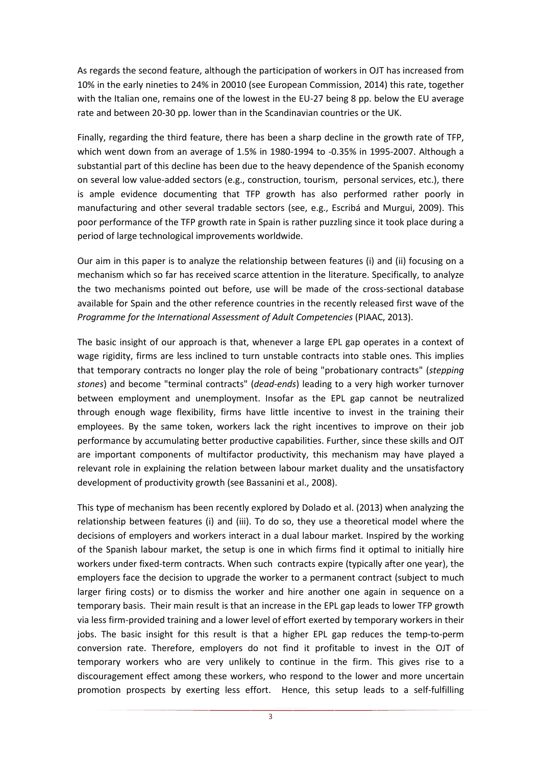As regards the second feature, although the participation of workers in OJT has increased from 10% in the early nineties to 24% in 20010 (see European Commission, 2014) this rate, together with the Italian one, remains one of the lowest in the EU-27 being 8 pp. below the EU average rate and between 20-30 pp. lower than in the Scandinavian countries or the UK.

Finally, regarding the third feature, there has been a sharp decline in the growth rate of TFP, which went down from an average of 1.5% in 1980-1994 to -0.35% in 1995-2007. Although a substantial part of this decline has been due to the heavy dependence of the Spanish economy on several low value-added sectors (e.g., construction, tourism, personal services, etc.), there is ample evidence documenting that TFP growth has also performed rather poorly in manufacturing and other several tradable sectors (see, e.g., Escribá and Murgui, 2009). This poor performance of the TFP growth rate in Spain is rather puzzling since it took place during a period of large technological improvements worldwide.

Our aim in this paper is to analyze the relationship between features (i) and (ii) focusing on a mechanism which so far has received scarce attention in the literature. Specifically, to analyze the two mechanisms pointed out before, use will be made of the cross-sectional database available for Spain and the other reference countries in the recently released first wave of the *Programme for the International Assessment of Adult Competencies* (PIAAC, 2013).

The basic insight of our approach is that, whenever a large EPL gap operates in a context of wage rigidity, firms are less inclined to turn unstable contracts into stable ones. This implies that temporary contracts no longer play the role of being "probationary contracts" (*stepping stones*) and become "terminal contracts" (*dead-ends*) leading to a very high worker turnover between employment and unemployment. Insofar as the EPL gap cannot be neutralized through enough wage flexibility, firms have little incentive to invest in the training their employees. By the same token, workers lack the right incentives to improve on their job performance by accumulating better productive capabilities. Further, since these skills and OJT are important components of multifactor productivity, this mechanism may have played a relevant role in explaining the relation between labour market duality and the unsatisfactory development of productivity growth (see Bassanini et al., 2008).

This type of mechanism has been recently explored by Dolado et al. (2013) when analyzing the relationship between features (i) and (iii). To do so, they use a theoretical model where the decisions of employers and workers interact in a dual labour market. Inspired by the working of the Spanish labour market, the setup is one in which firms find it optimal to initially hire workers under fixed-term contracts. When such contracts expire (typically after one year), the employers face the decision to upgrade the worker to a permanent contract (subject to much larger firing costs) or to dismiss the worker and hire another one again in sequence on a temporary basis. Their main result is that an increase in the EPL gap leads to lower TFP growth via less firm-provided training and a lower level of effort exerted by temporary workers in their jobs. The basic insight for this result is that a higher EPL gap reduces the temp-to-perm conversion rate. Therefore, employers do not find it profitable to invest in the OJT of temporary workers who are very unlikely to continue in the firm. This gives rise to a discouragement effect among these workers, who respond to the lower and more uncertain promotion prospects by exerting less effort. Hence, this setup leads to a self-fulfilling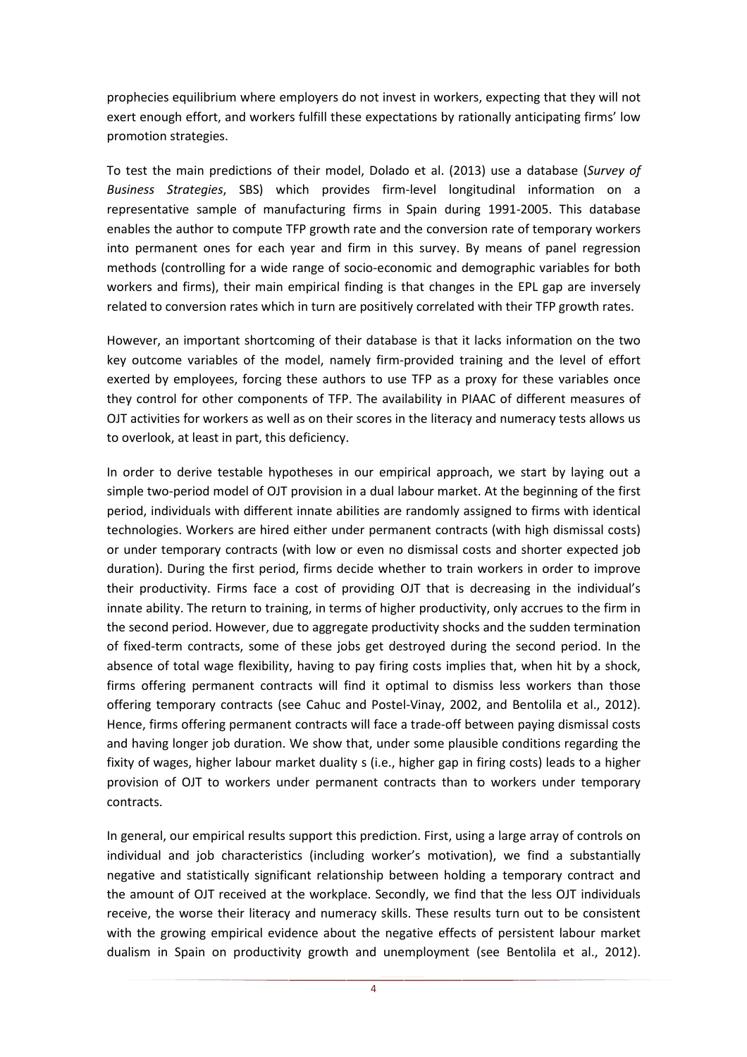prophecies equilibrium where employers do not invest in workers, expecting that they will not exert enough effort, and workers fulfill these expectations by rationally anticipating firms' low promotion strategies.

To test the main predictions of their model, Dolado et al. (2013) use a database (*Survey of Business Strategies*, SBS) which provides firm-level longitudinal information on a representative sample of manufacturing firms in Spain during 1991-2005. This database enables the author to compute TFP growth rate and the conversion rate of temporary workers into permanent ones for each year and firm in this survey. By means of panel regression methods (controlling for a wide range of socio-economic and demographic variables for both workers and firms), their main empirical finding is that changes in the EPL gap are inversely related to conversion rates which in turn are positively correlated with their TFP growth rates.

However, an important shortcoming of their database is that it lacks information on the two key outcome variables of the model, namely firm-provided training and the level of effort exerted by employees, forcing these authors to use TFP as a proxy for these variables once they control for other components of TFP. The availability in PIAAC of different measures of OJT activities for workers as well as on their scores in the literacy and numeracy tests allows us to overlook, at least in part, this deficiency.

In order to derive testable hypotheses in our empirical approach, we start by laying out a simple two-period model of OJT provision in a dual labour market. At the beginning of the first period, individuals with different innate abilities are randomly assigned to firms with identical technologies. Workers are hired either under permanent contracts (with high dismissal costs) or under temporary contracts (with low or even no dismissal costs and shorter expected job duration). During the first period, firms decide whether to train workers in order to improve their productivity. Firms face a cost of providing OJT that is decreasing in the individual's innate ability. The return to training, in terms of higher productivity, only accrues to the firm in the second period. However, due to aggregate productivity shocks and the sudden termination of fixed-term contracts, some of these jobs get destroyed during the second period. In the absence of total wage flexibility, having to pay firing costs implies that, when hit by a shock, firms offering permanent contracts will find it optimal to dismiss less workers than those offering temporary contracts (see Cahuc and Postel-Vinay, 2002, and Bentolila et al., 2012). Hence, firms offering permanent contracts will face a trade-off between paying dismissal costs and having longer job duration. We show that, under some plausible conditions regarding the fixity of wages, higher labour market duality s (i.e., higher gap in firing costs) leads to a higher provision of OJT to workers under permanent contracts than to workers under temporary contracts.

In general, our empirical results support this prediction. First, using a large array of controls on individual and job characteristics (including worker's motivation), we find a substantially negative and statistically significant relationship between holding a temporary contract and the amount of OJT received at the workplace. Secondly, we find that the less OJT individuals receive, the worse their literacy and numeracy skills. These results turn out to be consistent with the growing empirical evidence about the negative effects of persistent labour market dualism in Spain on productivity growth and unemployment (see Bentolila et al., 2012).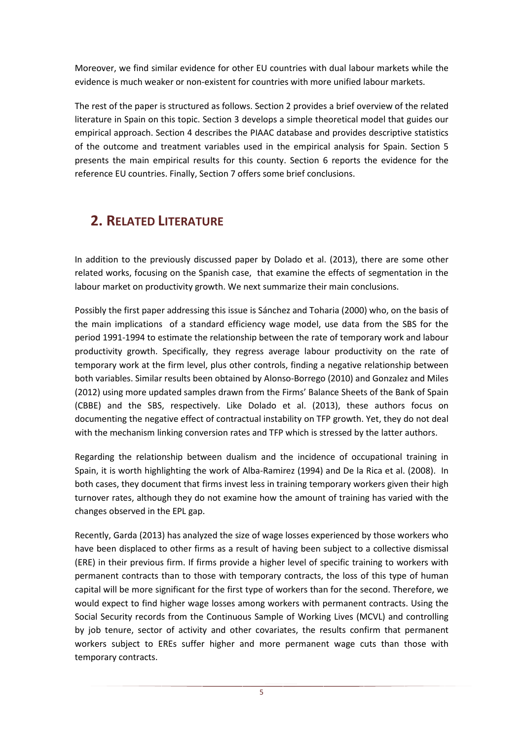Moreover, we find similar evidence for other EU countries with dual labour markets while the evidence is much weaker or non-existent for countries with more unified labour markets.

The rest of the paper is structured as follows. Section 2 provides a brief overview of the related literature in Spain on this topic. Section 3 develops a simple theoretical model that guides our empirical approach. Section 4 describes the PIAAC database and provides descriptive statistics of the outcome and treatment variables used in the empirical analysis for Spain. Section 5 presents the main empirical results for this county. Section 6 reports the evidence for the reference EU countries. Finally, Section 7 offers some brief conclusions.

## 2. RELATED LITERATURE

In addition to the previously discussed paper by Dolado et al. (2013), there are some other related works, focusing on the Spanish case, that examine the effects of segmentation in the labour market on productivity growth. We next summarize their main conclusions.

Possibly the first paper addressing this issue is Sánchez and Toharia (2000) who, on the basis of the main implications of a standard efficiency wage model, use data from the SBS for the period 1991-1994 to estimate the relationship between the rate of temporary work and labour productivity growth. Specifically, they regress average labour productivity on the rate of temporary work at the firm level, plus other controls, finding a negative relationship between both variables. Similar results been obtained by Alonso-Borrego (2010) and Gonzalez and Miles (2012) using more updated samples drawn from the Firms' Balance Sheets of the Bank of Spain (CBBE) and the SBS, respectively. Like Dolado et al. (2013), these authors focus on documenting the negative effect of contractual instability on TFP growth. Yet, they do not deal with the mechanism linking conversion rates and TFP which is stressed by the latter authors.

Regarding the relationship between dualism and the incidence of occupational training in Spain, it is worth highlighting the work of Alba-Ramirez (1994) and De la Rica et al. (2008). In both cases, they document that firms invest less in training temporary workers given their high turnover rates, although they do not examine how the amount of training has varied with the changes observed in the EPL gap.

Recently, Garda (2013) has analyzed the size of wage losses experienced by those workers who have been displaced to other firms as a result of having been subject to a collective dismissal (ERE) in their previous firm. If firms provide a higher level of specific training to workers with permanent contracts than to those with temporary contracts, the loss of this type of human capital will be more significant for the first type of workers than for the second. Therefore, we would expect to find higher wage losses among workers with permanent contracts. Using the Social Security records from the Continuous Sample of Working Lives (MCVL) and controlling by job tenure, sector of activity and other covariates, the results confirm that permanent workers subject to EREs suffer higher and more permanent wage cuts than those with temporary contracts.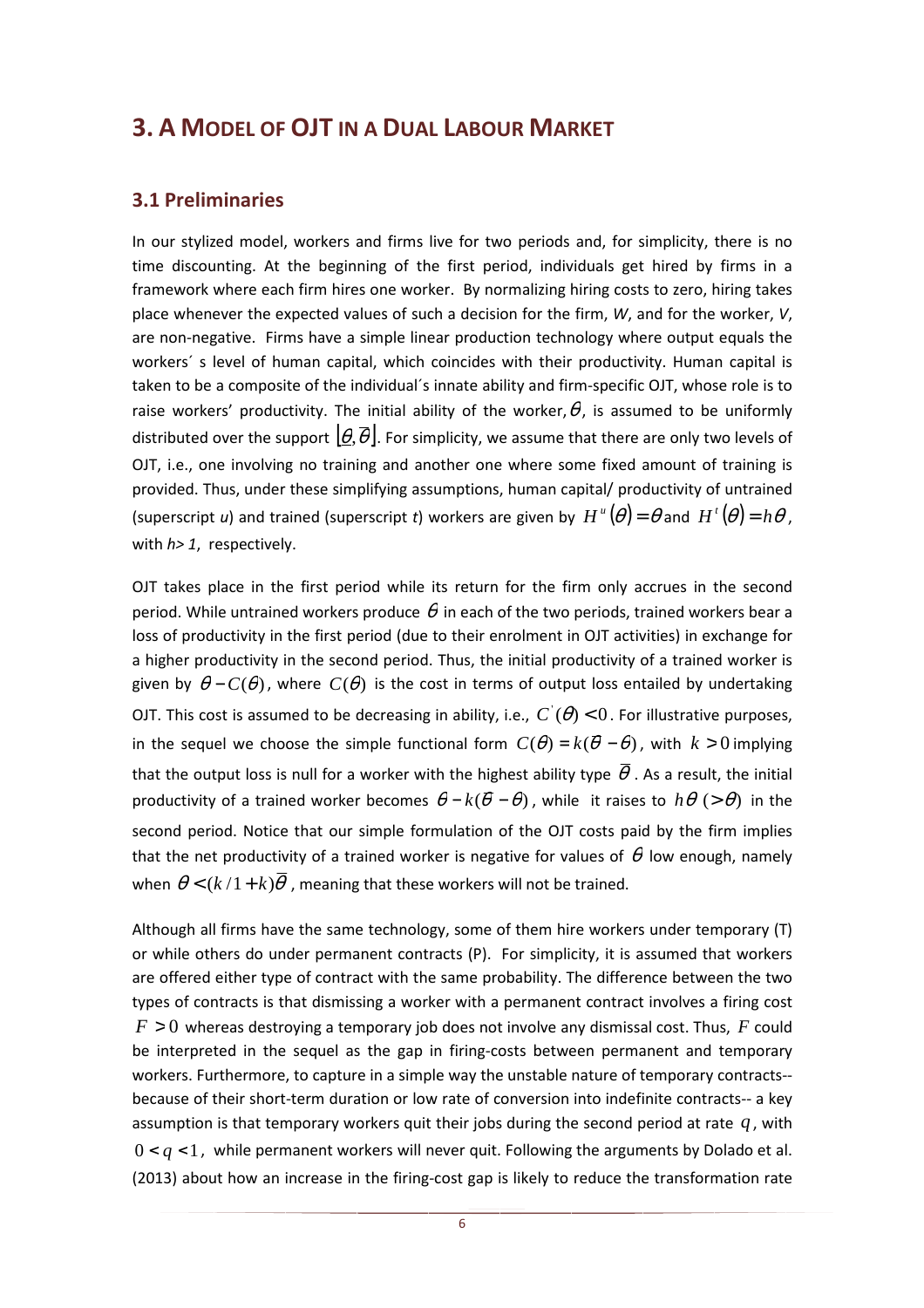# 3. A MODEL OF OJT IN A DUAL LABOUR MARKET

## 3.1 Preliminaries

In our stylized model, workers and firms live for two periods and, for simplicity, there is no time discounting. At the beginning of the first period, individuals get hired by firms in a framework where each firm hires one worker. By normalizing hiring costs to zero, hiring takes place whenever the expected values of such a decision for the firm, *W*, and for the worker, *V*, are non-negative. Firms have a simple linear production technology where output equals the workers´ s level of human capital, which coincides with their productivity. Human capital is taken to be a composite of the individual´s innate ability and firm-specific OJT, whose role is to raise workers' productivity. The initial ability of the worker, $\theta$, is assumed to be uniformly distributed over the support $[\underline{\theta}, \overline{\theta}]$. For simplicity, we assume that there are only two levels of OJT, i.e., one involving no training and another one where some fixed amount of training is provided. Thus, under these simplifying assumptions, human capital/ productivity of untrained (superscript *u*) and trained (superscript *t*) workers are given by $H^u(\theta) = \theta$ and $H^t(\theta) = h\theta$, with $h > 1$, respectively.

OJT takes place in the first period while its return for the firm only accrues in the second period. While untrained workers produce $\theta$ in each of the two periods, trained workers bear a loss of productivity in the first period (due to their enrolment in OJT activities) in exchange for a higher productivity in the second period. Thus, the initial productivity of a trained worker is given by $\theta - C(\theta)$, where $C(\theta)$ is the cost in terms of output loss entailed by undertaking OJT. This cost is assumed to be decreasing in ability, i.e., $C^{'}(\theta) < 0$. For illustrative purposes, in the sequel we choose the simple functional form $C(\theta) = k(\overline{\theta} - \theta)$, with $k > 0$ implying that the output loss is null for a worker with the highest ability type $\overline{\theta}$. As a result, the initial productivity of a trained worker becomes $\theta - k(\overline{\theta} - \theta)$, while it raises to $h\theta$ $(> \theta)$ in the second period. Notice that our simple formulation of the OJT costs paid by the firm implies that the net productivity of a trained worker is negative for values of $\theta$ low enough, namely when $\theta < (k/1+k)\overline{\theta}$, meaning that these workers will not be trained.

Although all firms have the same technology, some of them hire workers under temporary (T) or while others do under permanent contracts (P). For simplicity, it is assumed that workers are offered either type of contract with the same probability. The difference between the two types of contracts is that dismissing a worker with a permanent contract involves a firing cost $F > 0$ whereas destroying a temporary job does not involve any dismissal cost. Thus, $F$ could be interpreted in the sequel as the gap in firing-costs between permanent and temporary workers. Furthermore, to capture in a simple way the unstable nature of temporary contracts-- because of their short-term duration or low rate of conversion into indefinite contracts-- a key assumption is that temporary workers quit their jobs during the second period at rate $q$, with $0 < q < 1$, while permanent workers will never quit. Following the arguments by Dolado et al. (2013) about how an increase in the firing-cost gap is likely to reduce the transformation rate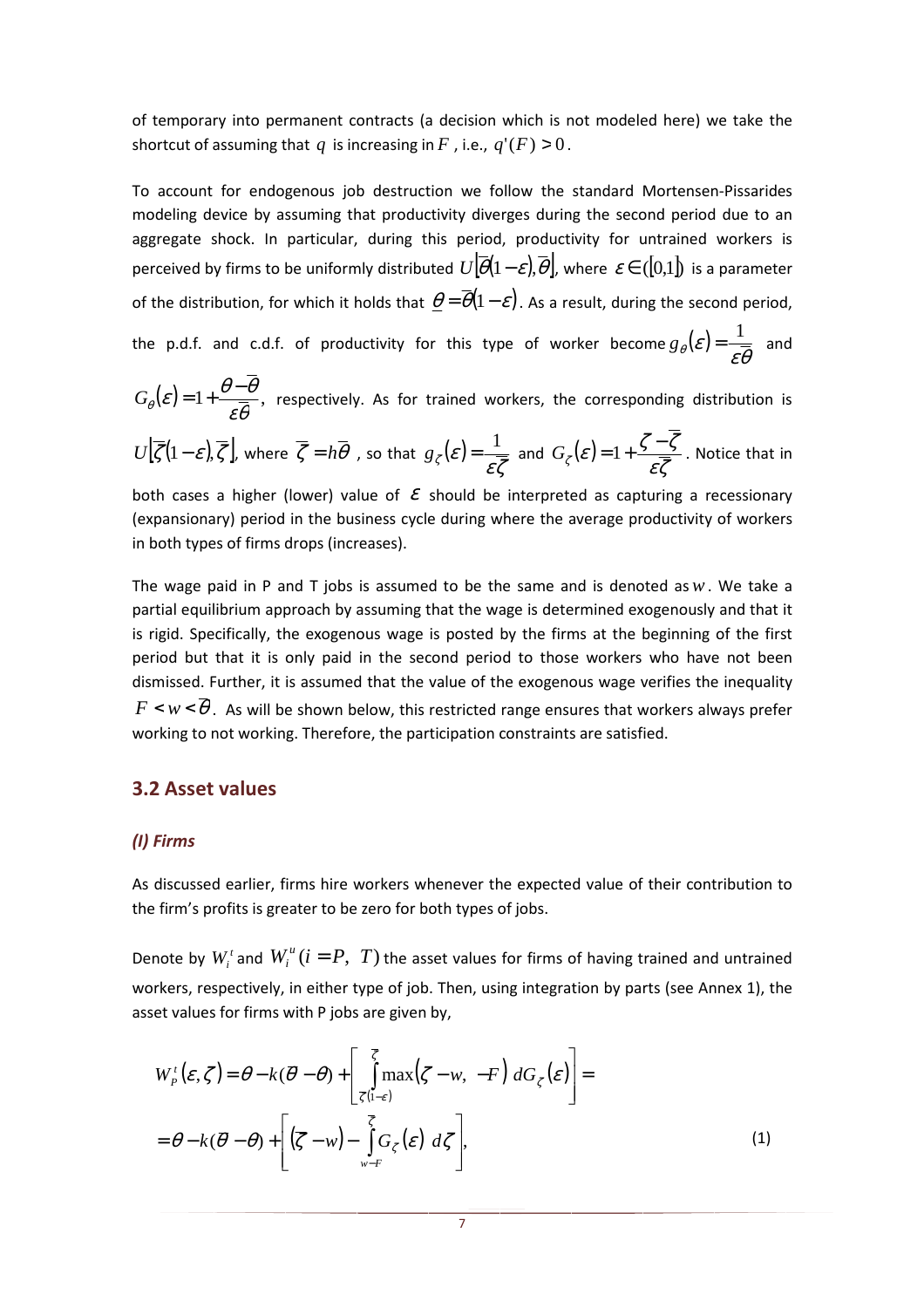of temporary into permanent contracts (a decision which is not modeled here) we take the shortcut of assuming that $q$ is increasing in $F$, i.e., $q'(F) > 0$.

To account for endogenous job destruction we follow the standard Mortensen-Pissarides modeling device by assuming that productivity diverges during the second period due to an aggregate shock. In particular, during this period, productivity for untrained workers is perceived by firms to be uniformly distributed $U[\overline{\theta}(1-\varepsilon), \overline{\theta}]$, where $\varepsilon \in ([0,1])$ is a parameter of the distribution, for which it holds that $\underline{\theta} = \overline{\theta}(1-\varepsilon)$. As a result, during the second period, the p.d.f. and c.d.f. of productivity for this type of worker become $g_{\theta}(\varepsilon) = \frac{1}{\varepsilon \overline{\theta}}$ and $G_{\theta}(\varepsilon) = 1 + \frac{\theta - \overline{\theta}}{\varepsilon \overline{\theta}}$, respectively. As for trained workers, the corresponding distribution is $U[\overline{\zeta}(1-\varepsilon), \overline{\zeta}]$, where $\overline{\zeta} = h\overline{\theta}$, so that $g_{\zeta}(\varepsilon) = \frac{1}{\varepsilon \overline{\zeta}}$ and $G_{\zeta}(\varepsilon) = 1 + \frac{\zeta - \overline{\zeta}}{\varepsilon \overline{\zeta}}$. Notice that in both cases a higher (lower) value of $\varepsilon$ should be interpreted as capturing a recessionary (expansionary) period in the business cycle during where the average productivity of workers in both types of firms drops (increases).

The wage paid in P and T jobs is assumed to be the same and is denoted as $w$. We take a partial equilibrium approach by assuming that the wage is determined exogenously and that it is rigid. Specifically, the exogenous wage is posted by the firms at the beginning of the first period but that it is only paid in the second period to those workers who have not been dismissed. Further, it is assumed that the value of the exogenous wage verifies the inequality $F < w < \overline{\theta}$. As will be shown below, this restricted range ensures that workers always prefer working to not working. Therefore, the participation constraints are satisfied.

## 3.2 Asset values

### *(I) Firms*

As discussed earlier, firms hire workers whenever the expected value of their contribution to the firm's profits is greater to be zero for both types of jobs.

Denote by $W_i^t$ and $W_i^u$ $(i = P,\ T)$ the asset values for firms of having trained and untrained workers, respectively, in either type of job. Then, using integration by parts (see Annex 1), the asset values for firms with P jobs are given by,

$$
\begin{aligned}
W_P^t(\varepsilon, \zeta) &= \theta - k(\overline{\theta} - \theta) + \left[ \int_{\overline{\zeta}(1-\varepsilon)}^{\overline{\zeta}} \max(\zeta - w,\ -F)\ dG_{\zeta}(\varepsilon) \right] = \\
&= \theta - k(\overline{\theta} - \theta) + \left[ (\overline{\zeta} - w) - \int_{w-F}^{\overline{\zeta}} G_{\zeta}(\varepsilon)\ d\zeta \right], \qquad (1)
\end{aligned}
$$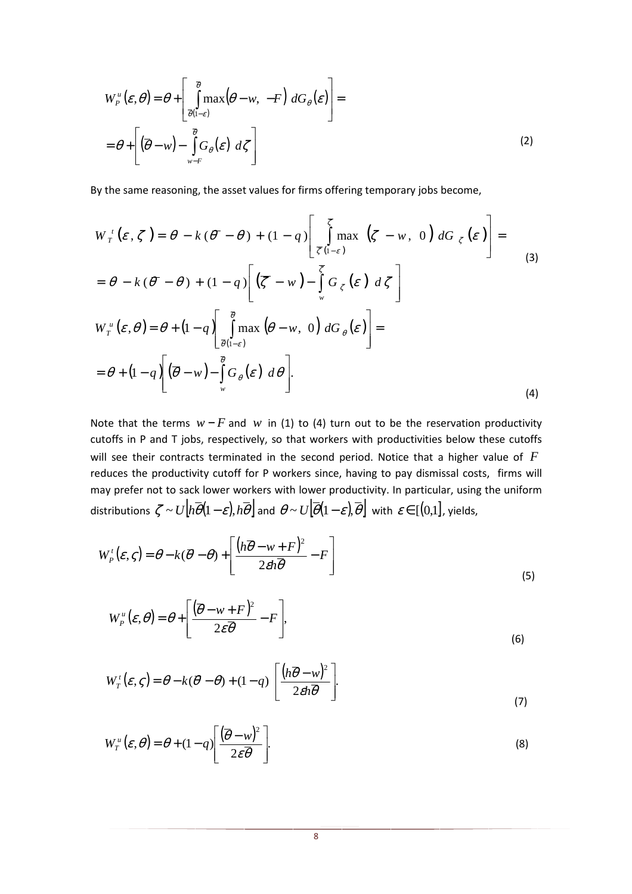$$W_P^u(\varepsilon,\theta) = \theta + \left[ \int_{\overline{\theta}(1-\varepsilon)}^{\overline{\theta}} \max(\theta - w, \ -F) \ dG_\theta(\varepsilon) \right] =$$

$$= \theta + \left[ (\overline{\theta} - w) - \int_{w-F}^{\overline{\theta}} G_\theta(\varepsilon) \ d\zeta \right] \tag{2}$$

By the same reasoning, the asset values for firms offering temporary jobs become,

$$W_T^t(\varepsilon,\zeta) = \theta - k(\overline{\theta} - \theta) + (1-q) \left[ \int_{\overline{\zeta}(1-\varepsilon)}^{\overline{\zeta}} \max \ (\zeta - w, \ 0) \ dG_\zeta(\varepsilon) \right] =$$

$$= \theta - k(\overline{\theta} - \theta) + (1-q) \left[ (\overline{\zeta} - w) - \int_{w}^{\overline{\zeta}} G_\zeta(\varepsilon) \ d\zeta \right] \tag{3}$$

$$W_T^u(\varepsilon,\theta) = \theta + (1-q) \left[ \int_{\overline{\theta}(1-\varepsilon)}^{\overline{\theta}} \max \ (\theta - w, \ 0) \ dG_\theta(\varepsilon) \right] =$$

$$= \theta + (1-q) \left[ (\overline{\theta} - w) - \int_{w}^{\overline{\theta}} G_\theta(\varepsilon) \ d\theta \right]. \tag{4}$$

Note that the terms $w - F$ and $w$ in (1) to (4) turn out to be the reservation productivity cutoffs in P and T jobs, respectively, so that workers with productivities below these cutoffs will see their contracts terminated in the second period. Notice that a higher value of $F$ reduces the productivity cutoff for P workers since, having to pay dismissal costs, firms will may prefer not to sack lower workers with lower productivity. In particular, using the uniform distributions $\zeta \sim U\left[h\overline{\theta}(1-\varepsilon), h\overline{\theta}\right]$ and $\theta \sim U\left[\overline{\theta}(1-\varepsilon), \overline{\theta}\right]$ with $\varepsilon \in [(0,1]$, yields,

$$W_P^t(\varepsilon,\varsigma) = \theta - k(\overline{\theta} - \theta) + \left[ \frac{(h\overline{\theta} - w + F)^2}{2\varepsilon h\overline{\theta}} - F \right] \tag{5}$$

$$W_P^u(\varepsilon,\theta) = \theta + \left[ \frac{(\overline{\theta} - w + F)^2}{2\varepsilon\overline{\theta}} - F \right], \tag{6}$$

$$W_T^t(\varepsilon,\varsigma) = \theta - k(\overline{\theta} - \theta) + (1-q) \left[ \frac{(h\overline{\theta} - w)^2}{2\varepsilon h\overline{\theta}} \right]. \tag{7}$$

$$W_T^u(\varepsilon,\theta) = \theta + (1-q) \left[ \frac{(\overline{\theta} - w)^2}{2\varepsilon\overline{\theta}} \right]. \tag{8}$$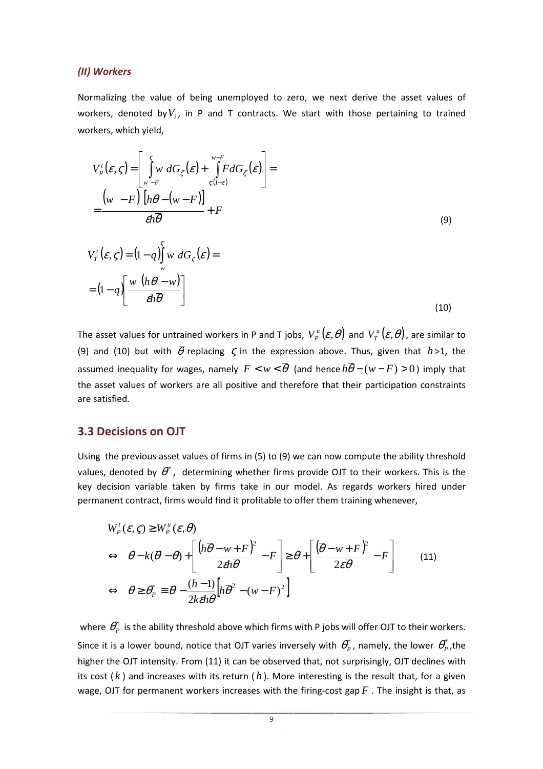*(II) Workers*

Normalizing the value of being unemployed to zero, we next derive the asset values of workers, denoted by $V_i$, in P and T contracts. We start with those pertaining to trained workers, which yield,

$$
V_P^t(\varepsilon,\varsigma) = \left[ \int_{w-F}^{\varsigma} w \, dG_\varsigma(\varepsilon) + \int_{\varsigma(1-\varepsilon)}^{w-F} F dG_\varsigma(\varepsilon) \right] = 
= \frac{(w-F)\left[h\overline{\theta} - (w-F)\right]}{\varepsilon h\overline{\theta}} + F \tag{9}
$$

$$
V_T^t(\varepsilon,\varsigma) = (1-q)\int_{w}^{\varsigma} w \, dG_\varsigma(\varepsilon) = 
= (1-q)\left[\frac{w\,(h\overline{\theta} - w)}{\varepsilon h\overline{\theta}}\right] \tag{10}
$$

The asset values for untrained workers in P and T jobs, $V_P^u(\varepsilon,\theta)$ and $V_T^u(\varepsilon,\theta)$, are similar to (9) and (10) but with $\overline{\theta}$ replacing $\varsigma$ in the expression above. Thus, given that $h$>1, the assumed inequality for wages, namely $F < w < \overline{\theta}$ (and hence $h\overline{\theta} - (w-F) > 0$) imply that the asset values of workers are all positive and therefore that their participation constraints are satisfied.

## 3.3 Decisions on OJT

Using the previous asset values of firms in (5) to (9) we can now compute the ability threshold values, denoted by $\theta^*$, determining whether firms provide OJT to their workers. This is the key decision variable taken by firms take in our model. As regards workers hired under permanent contract, firms would find it profitable to offer them training whenever,

$$
\begin{aligned}
& W_P^t(\varepsilon,\varsigma) \geq W_P^u(\varepsilon,\theta) \\
\Leftrightarrow \quad & \theta - k(\overline{\theta} - \theta) + \left[\frac{(h\overline{\theta} - w + F)^2}{2\varepsilon h\overline{\theta}} - F\right] \geq \theta + \left[\frac{(\overline{\theta} - w + F)^2}{2\varepsilon\overline{\theta}} - F\right] \\
\Leftrightarrow \quad & \theta \geq \theta_P^* \equiv \overline{\theta} - \frac{(h-1)}{2k\varepsilon h\overline{\theta}}\left[h\overline{\theta}^2 - (w-F)^2\right]
\end{aligned} \tag{11}
$$

where $\theta_P^*$ is the ability threshold above which firms with P jobs will offer OJT to their workers. Since it is a lower bound, notice that OJT varies inversely with $\theta_P^*$, namely, the lower $\theta_P^*$, the higher the OJT intensity. From (11) it can be observed that, not surprisingly, OJT declines with its cost ($k$) and increases with its return ($h$). More interesting is the result that, for a given wage, OJT for permanent workers increases with the firing-cost gap $F$. The insight is that, as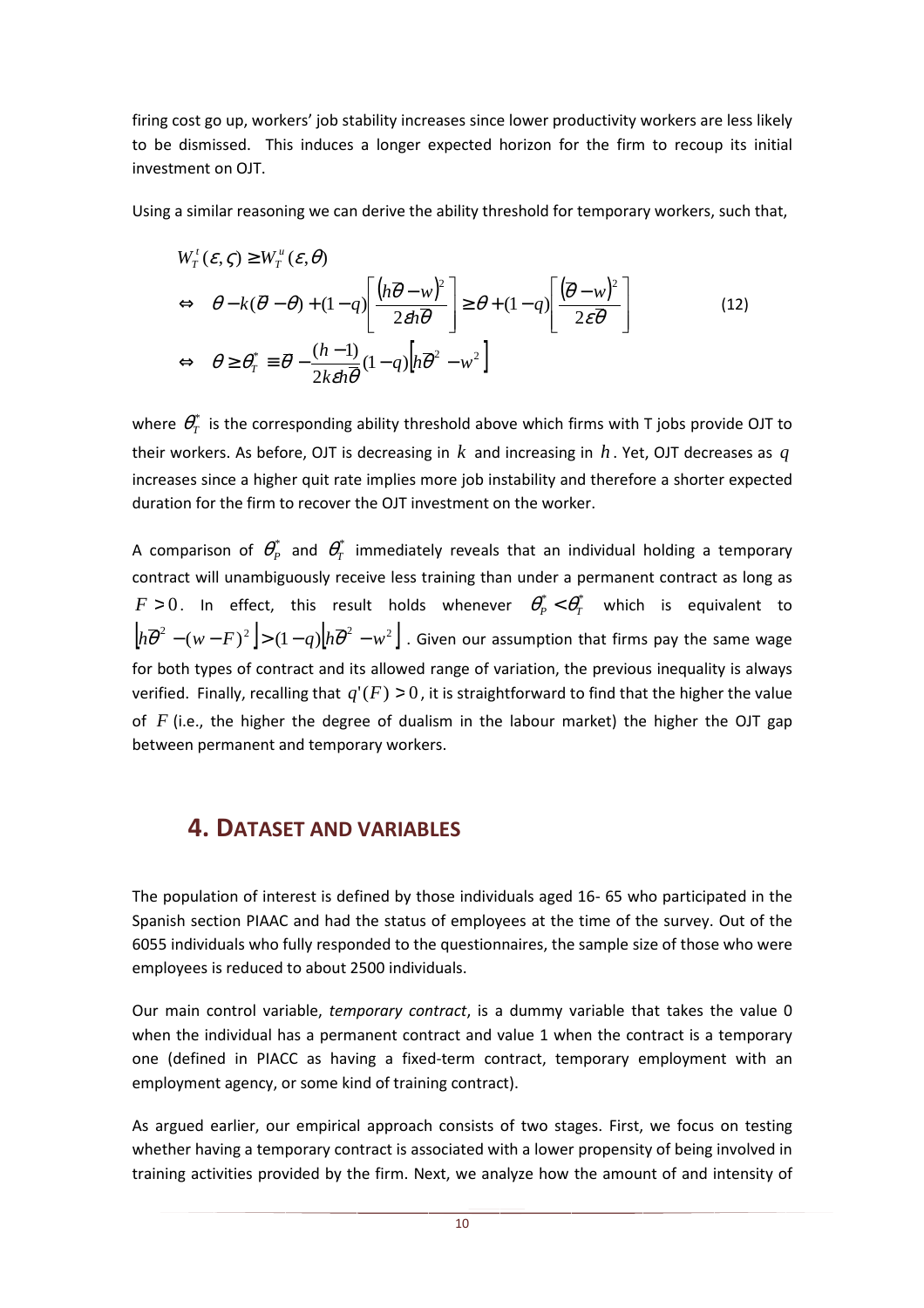firing cost go up, workers' job stability increases since lower productivity workers are less likely to be dismissed. This induces a longer expected horizon for the firm to recoup its initial investment on OJT.

Using a similar reasoning we can derive the ability threshold for temporary workers, such that,

$$
\begin{aligned}
& W_T^t(\varepsilon,\varsigma) \geq W_T^u(\varepsilon,\theta) \\
\Leftrightarrow\quad & \theta - k(\overline{\theta}-\theta) + (1-q)\left[\frac{\left(h\overline{\theta}-w\right)^2}{2\varepsilon h\overline{\theta}}\right] \geq \theta + (1-q)\left[\frac{\left(\overline{\theta}-w\right)^2}{2\varepsilon\overline{\theta}}\right] \\
\Leftrightarrow\quad & \theta \geq \theta_T^* \equiv \overline{\theta} - \frac{(h-1)}{2k\varepsilon h\overline{\theta}}(1-q)\left[h\overline{\theta}^2 - w^2\right]
\end{aligned}
\tag{12}
$$

where $\theta_T^*$ is the corresponding ability threshold above which firms with T jobs provide OJT to their workers. As before, OJT is decreasing in $k$ and increasing in $h$. Yet, OJT decreases as $q$ increases since a higher quit rate implies more job instability and therefore a shorter expected duration for the firm to recover the OJT investment on the worker.

A comparison of $\theta_P^*$ and $\theta_T^*$ immediately reveals that an individual holding a temporary contract will unambiguously receive less training than under a permanent contract as long as $F > 0$. In effect, this result holds whenever $\theta_P^* < \theta_T^*$ which is equivalent to $\left[h\overline{\theta}^2 - (w-F)^2\right] > (1-q)\left[h\overline{\theta}^2 - w^2\right]$. Given our assumption that firms pay the same wage for both types of contract and its allowed range of variation, the previous inequality is always verified. Finally, recalling that $q'(F) > 0$, it is straightforward to find that the higher the value of $F$ (i.e., the higher the degree of dualism in the labour market) the higher the OJT gap between permanent and temporary workers.

## 4. DATASET AND VARIABLES

The population of interest is defined by those individuals aged 16- 65 who participated in the Spanish section PIAAC and had the status of employees at the time of the survey. Out of the 6055 individuals who fully responded to the questionnaires, the sample size of those who were employees is reduced to about 2500 individuals.

Our main control variable, *temporary contract*, is a dummy variable that takes the value 0 when the individual has a permanent contract and value 1 when the contract is a temporary one (defined in PIACC as having a fixed-term contract, temporary employment with an employment agency, or some kind of training contract).

As argued earlier, our empirical approach consists of two stages. First, we focus on testing whether having a temporary contract is associated with a lower propensity of being involved in training activities provided by the firm. Next, we analyze how the amount of and intensity of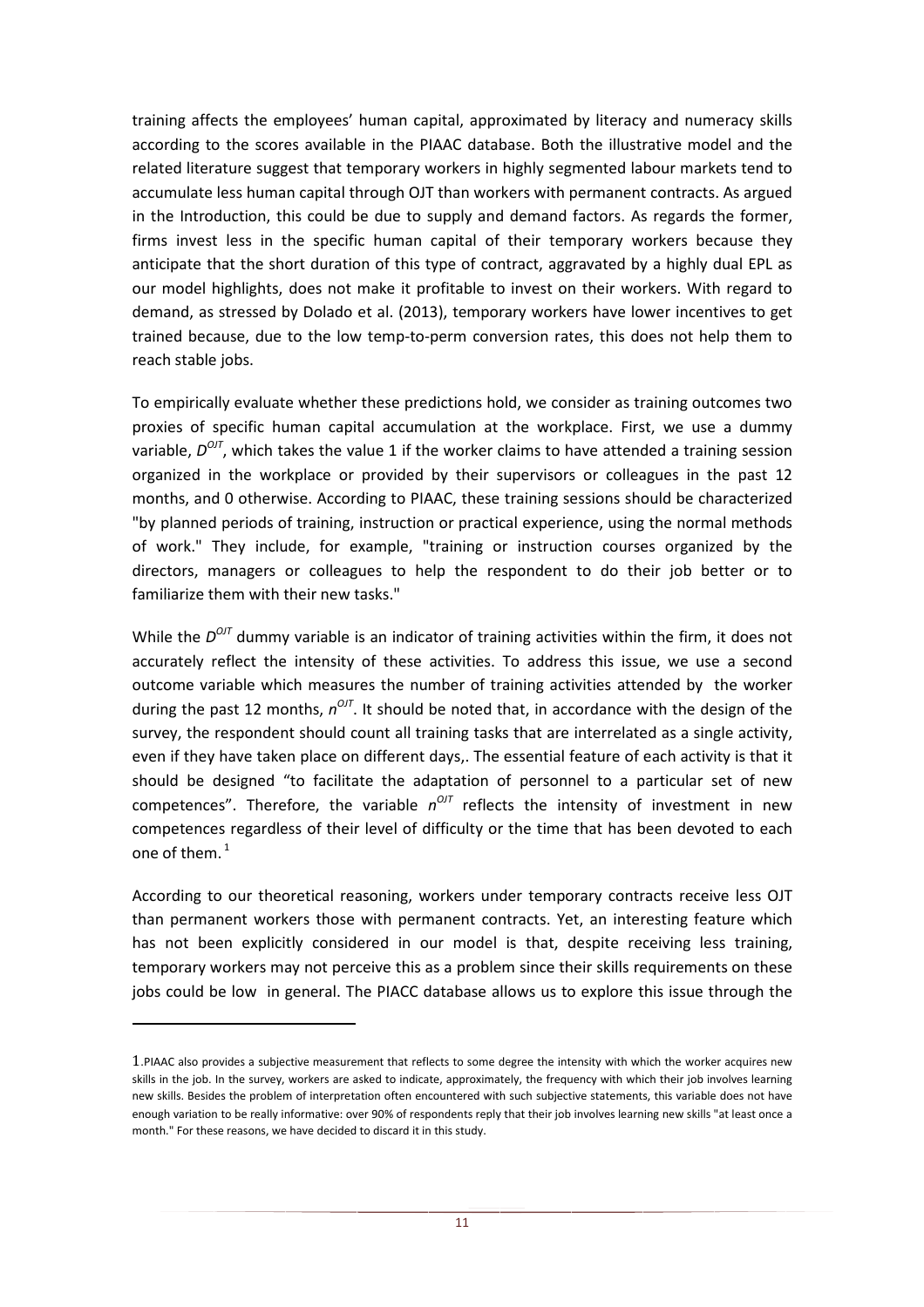training affects the employees' human capital, approximated by literacy and numeracy skills according to the scores available in the PIAAC database. Both the illustrative model and the related literature suggest that temporary workers in highly segmented labour markets tend to accumulate less human capital through OJT than workers with permanent contracts. As argued in the Introduction, this could be due to supply and demand factors. As regards the former, firms invest less in the specific human capital of their temporary workers because they anticipate that the short duration of this type of contract, aggravated by a highly dual EPL as our model highlights, does not make it profitable to invest on their workers. With regard to demand, as stressed by Dolado et al. (2013), temporary workers have lower incentives to get trained because, due to the low temp-to-perm conversion rates, this does not help them to reach stable jobs.

To empirically evaluate whether these predictions hold, we consider as training outcomes two proxies of specific human capital accumulation at the workplace. First, we use a dummy variable, $D^{OJT}$, which takes the value 1 if the worker claims to have attended a training session organized in the workplace or provided by their supervisors or colleagues in the past 12 months, and 0 otherwise. According to PIAAC, these training sessions should be characterized "by planned periods of training, instruction or practical experience, using the normal methods of work." They include, for example, "training or instruction courses organized by the directors, managers or colleagues to help the respondent to do their job better or to familiarize them with their new tasks."

While the $D^{OJT}$ dummy variable is an indicator of training activities within the firm, it does not accurately reflect the intensity of these activities. To address this issue, we use a second outcome variable which measures the number of training activities attended by the worker during the past 12 months, $n^{OJT}$. It should be noted that, in accordance with the design of the survey, the respondent should count all training tasks that are interrelated as a single activity, even if they have taken place on different days,. The essential feature of each activity is that it should be designed "to facilitate the adaptation of personnel to a particular set of new competences". Therefore, the variable $n^{OJT}$ reflects the intensity of investment in new competences regardless of their level of difficulty or the time that has been devoted to each one of them.[1]

According to our theoretical reasoning, workers under temporary contracts receive less OJT than permanent workers those with permanent contracts. Yet, an interesting feature which has not been explicitly considered in our model is that, despite receiving less training, temporary workers may not perceive this as a problem since their skills requirements on these jobs could be low in general. The PIACC database allows us to explore this issue through the

---

1. PIAAC also provides a subjective measurement that reflects to some degree the intensity with which the worker acquires new skills in the job. In the survey, workers are asked to indicate, approximately, the frequency with which their job involves learning new skills. Besides the problem of interpretation often encountered with such subjective statements, this variable does not have enough variation to be really informative: over 90% of respondents reply that their job involves learning new skills "at least once a month." For these reasons, we have decided to discard it in this study.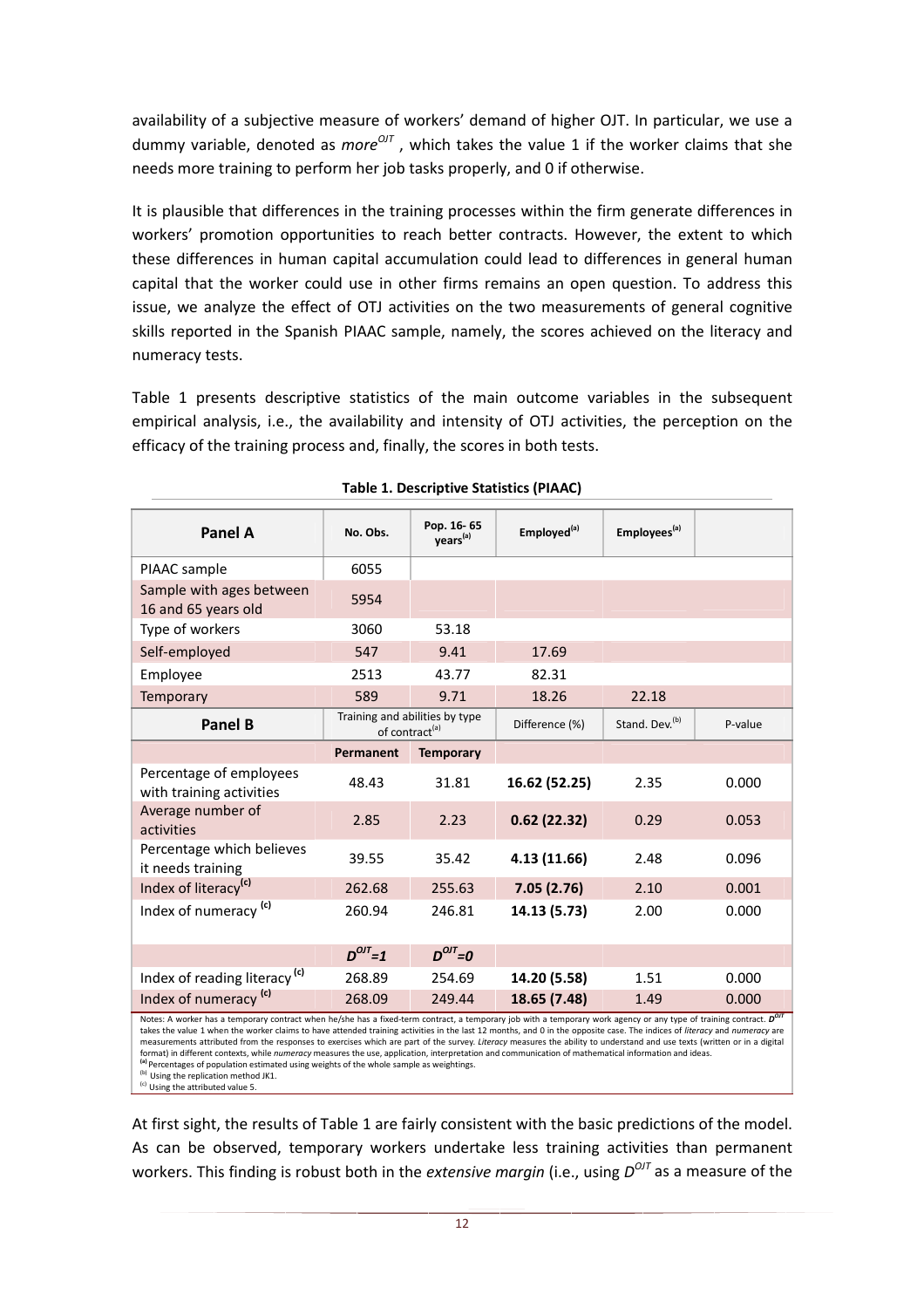availability of a subjective measure of workers' demand of higher OJT. In particular, we use a dummy variable, denoted as $more^{OJT}$ , which takes the value 1 if the worker claims that she needs more training to perform her job tasks properly, and 0 if otherwise.

It is plausible that differences in the training processes within the firm generate differences in workers' promotion opportunities to reach better contracts. However, the extent to which these differences in human capital accumulation could lead to differences in general human capital that the worker could use in other firms remains an open question. To address this issue, we analyze the effect of OTJ activities on the two measurements of general cognitive skills reported in the Spanish PIAAC sample, namely, the scores achieved on the literacy and numeracy tests.

Table 1 presents descriptive statistics of the main outcome variables in the subsequent empirical analysis, i.e., the availability and intensity of OTJ activities, the perception on the efficacy of the training process and, finally, the scores in both tests.

**Table 1. Descriptive Statistics (PIAAC)**

| **Panel A** | No. Obs. | Pop. 16- 65 years[(a)] | Employed[(a)] | Employees[(a)] | |
|---|---|---|---|---|---|
| PIAAC sample | 6055 | | | | |
| Sample with ages between 16 and 65 years old | 5954 | | | | |
| Type of workers | 3060 | 53.18 | | | |
| Self-employed | 547 | 9.41 | 17.69 | | |
| Employee | 2513 | 43.77 | 82.31 | | |
| Temporary | 589 | 9.71 | 18.26 | 22.18 | |
| **Panel B** | Training and abilities by type of contract[(a)] | | Difference (%) | Stand. Dev.[(b)] | P-value |
| | **Permanent** | **Temporary** | | | |
| Percentage of employees with training activities | 48.43 | 31.81 | **16.62 (52.25)** | 2.35 | 0.000 |
| Average number of activities | 2.85 | 2.23 | **0.62 (22.32)** | 0.29 | 0.053 |
| Percentage which believes it needs training | 39.55 | 35.42 | **4.13 (11.66)** | 2.48 | 0.096 |
| Index of literacy[(c)] | 262.68 | 255.63 | **7.05 (2.76)** | 2.10 | 0.001 |
| Index of numeracy [(c)] | 260.94 | 246.81 | **14.13 (5.73)** | 2.00 | 0.000 |
| | $D^{OJT}=1$ | $D^{OJT}=0$ | | | |
| Index of reading literacy [(c)] | 268.89 | 254.69 | **14.20 (5.58)** | 1.51 | 0.000 |
| Index of numeracy [(c)] | 268.09 | 249.44 | **18.65 (7.48)** | 1.49 | 0.000 |

Notes: A worker has a temporary contract when he/she has a fixed-term contract, a temporary job with a temporary work agency or any type of training contract. $D^{OJT}$ takes the value 1 when the worker claims to have attended training activities in the last 12 months, and 0 in the opposite case. The indices of *literacy* and *numeracy* are measurements attributed from the responses to exercises which are part of the survey. *Literacy* measures the ability to understand and use texts (written or in a digital format) in different contexts, while *numeracy* measures the use, application, interpretation and communication of mathematical information and ideas.
[(a)] Percentages of population estimated using weights of the whole sample as weightings.
[(b)] Using the replication method JK1.
[(c)] Using the attributed value 5.

At first sight, the results of Table 1 are fairly consistent with the basic predictions of the model. As can be observed, temporary workers undertake less training activities than permanent workers. This finding is robust both in the *extensive margin* (i.e., using $D^{OJT}$ as a measure of the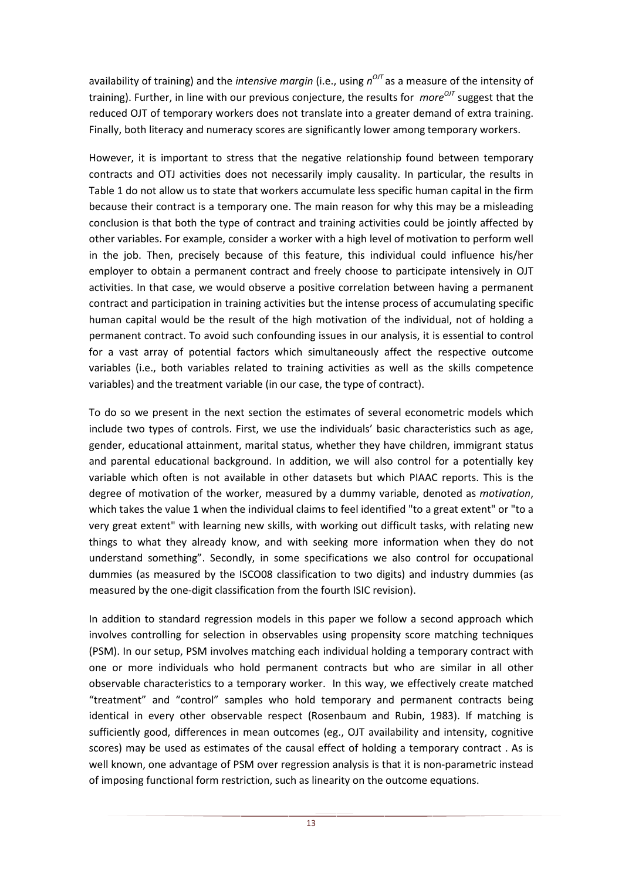availability of training) and the *intensive margin* (i.e., using $n^{OJT}$ as a measure of the intensity of training). Further, in line with our previous conjecture, the results for $more^{OJT}$ suggest that the reduced OJT of temporary workers does not translate into a greater demand of extra training. Finally, both literacy and numeracy scores are significantly lower among temporary workers.

However, it is important to stress that the negative relationship found between temporary contracts and OTJ activities does not necessarily imply causality. In particular, the results in Table 1 do not allow us to state that workers accumulate less specific human capital in the firm because their contract is a temporary one. The main reason for why this may be a misleading conclusion is that both the type of contract and training activities could be jointly affected by other variables. For example, consider a worker with a high level of motivation to perform well in the job. Then, precisely because of this feature, this individual could influence his/her employer to obtain a permanent contract and freely choose to participate intensively in OJT activities. In that case, we would observe a positive correlation between having a permanent contract and participation in training activities but the intense process of accumulating specific human capital would be the result of the high motivation of the individual, not of holding a permanent contract. To avoid such confounding issues in our analysis, it is essential to control for a vast array of potential factors which simultaneously affect the respective outcome variables (i.e., both variables related to training activities as well as the skills competence variables) and the treatment variable (in our case, the type of contract).

To do so we present in the next section the estimates of several econometric models which include two types of controls. First, we use the individuals' basic characteristics such as age, gender, educational attainment, marital status, whether they have children, immigrant status and parental educational background. In addition, we will also control for a potentially key variable which often is not available in other datasets but which PIAAC reports. This is the degree of motivation of the worker, measured by a dummy variable, denoted as *motivation*, which takes the value 1 when the individual claims to feel identified "to a great extent" or "to a very great extent" with learning new skills, with working out difficult tasks, with relating new things to what they already know, and with seeking more information when they do not understand something". Secondly, in some specifications we also control for occupational dummies (as measured by the ISCO08 classification to two digits) and industry dummies (as measured by the one-digit classification from the fourth ISIC revision).

In addition to standard regression models in this paper we follow a second approach which involves controlling for selection in observables using propensity score matching techniques (PSM). In our setup, PSM involves matching each individual holding a temporary contract with one or more individuals who hold permanent contracts but who are similar in all other observable characteristics to a temporary worker. In this way, we effectively create matched "treatment" and "control" samples who hold temporary and permanent contracts being identical in every other observable respect (Rosenbaum and Rubin, 1983). If matching is sufficiently good, differences in mean outcomes (eg., OJT availability and intensity, cognitive scores) may be used as estimates of the causal effect of holding a temporary contract . As is well known, one advantage of PSM over regression analysis is that it is non-parametric instead of imposing functional form restriction, such as linearity on the outcome equations.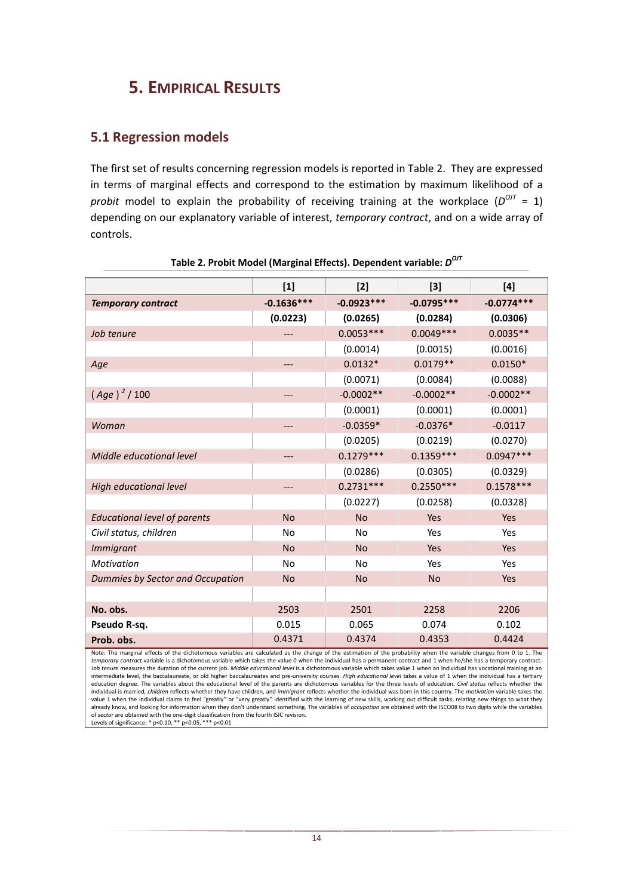## 5. Empirical Results

### 5.1 Regression models

The first set of results concerning regression models is reported in Table 2. They are expressed in terms of marginal effects and correspond to the estimation by maximum likelihood of a *probit* model to explain the probability of receiving training at the workplace ($D^{OJT}$ = 1) depending on our explanatory variable of interest, *temporary contract*, and on a wide array of controls.

**Table 2. Probit Model (Marginal Effects). Dependent variable: $D^{OJT}$**

| | [1] | [2] | [3] | [4] |
|---|---|---|---|---|
| ***Temporary contract*** | **-0.1636*** ** | **-0.0923*** ** | **-0.0795*** ** | **-0.0774*** ** |
| | **(0.0223)** | **(0.0265)** | **(0.0284)** | **(0.0306)** |
| *Job tenure* | --- | 0.0053*** | 0.0049*** | 0.0035** |
| | | (0.0014) | (0.0015) | (0.0016) |
| *Age* | --- | 0.0132* | 0.0179** | 0.0150* |
| | | (0.0071) | (0.0084) | (0.0088) |
| $(Age)^2 / 100$ | --- | -0.0002** | -0.0002** | -0.0002** |
| | | (0.0001) | (0.0001) | (0.0001) |
| *Woman* | --- | -0.0359* | -0.0376* | -0.0117 |
| | | (0.0205) | (0.0219) | (0.0270) |
| *Middle educational level* | --- | 0.1279*** | 0.1359*** | 0.0947*** |
| | | (0.0286) | (0.0305) | (0.0329) |
| *High educational level* | --- | 0.2731*** | 0.2550*** | 0.1578*** |
| | | (0.0227) | (0.0258) | (0.0328) |
| *Educational level of parents* | No | No | Yes | Yes |
| *Civil status, children* | No | No | Yes | Yes |
| *Immigrant* | No | No | Yes | Yes |
| *Motivation* | No | No | Yes | Yes |
| *Dummies by Sector and Occupation* | No | No | No | Yes |
| | | | | |
| **No. obs.** | 2503 | 2501 | 2258 | 2206 |
| **Pseudo R-sq.** | 0.015 | 0.065 | 0.074 | 0.102 |
| **Prob. obs.** | 0.4371 | 0.4374 | 0.4353 | 0.4424 |

Note: The marginal effects of the dichotomous variables are calculated as the change of the estimation of the probability when the variable changes from 0 to 1. The *temporary contract* variable is a dichotomous variable which takes the value 0 when the individual has a permanent contract and 1 when he/she has a temporary contract. *Job tenure* measures the duration of the current job. *Middle educational level* is a dichotomous variable which takes value 1 when an individual has vocational training at an intermediate level, the baccalaureate, or old higher baccalaureates and pre-university courses. *High educational level* takes a value of 1 when the individual has a tertiary education degree. The variables about the educational level of the parents are dichotomous variables for the three levels of education. *Civil status* reflects whether the individual is married, *children* reflects whether they have children, and *immigrant* reflects whether the individual was born in this country. The *motivation* variable takes the value 1 when the individual claims to feel "greatly" or "very greatly" identified with the learning of new skills, working out difficult tasks, relating new things to what they already know, and looking for information when they don't understand something. The variables of *occupation* are obtained with the ISCO08 to two digits while the variables of *sector* are obtained with the one-digit classification from the fourth ISIC revision.
Levels of significance: * p<0.10, ** p<0.05, *** p<0.01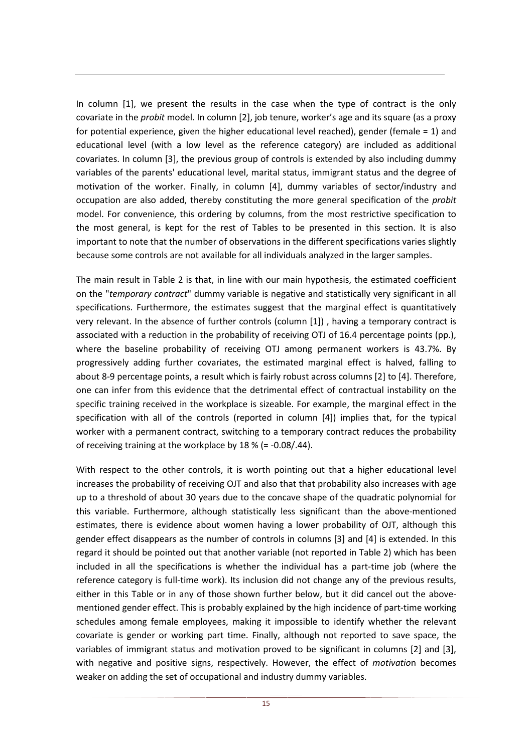In column [1], we present the results in the case when the type of contract is the only covariate in the *probit* model. In column [2], job tenure, worker's age and its square (as a proxy for potential experience, given the higher educational level reached), gender (female = 1) and educational level (with a low level as the reference category) are included as additional covariates. In column [3], the previous group of controls is extended by also including dummy variables of the parents' educational level, marital status, immigrant status and the degree of motivation of the worker. Finally, in column [4], dummy variables of sector/industry and occupation are also added, thereby constituting the more general specification of the *probit* model. For convenience, this ordering by columns, from the most restrictive specification to the most general, is kept for the rest of Tables to be presented in this section. It is also important to note that the number of observations in the different specifications varies slightly because some controls are not available for all individuals analyzed in the larger samples.

The main result in Table 2 is that, in line with our main hypothesis, the estimated coefficient on the "*temporary contract*" dummy variable is negative and statistically very significant in all specifications. Furthermore, the estimates suggest that the marginal effect is quantitatively very relevant. In the absence of further controls (column [1]) , having a temporary contract is associated with a reduction in the probability of receiving OTJ of 16.4 percentage points (pp.), where the baseline probability of receiving OTJ among permanent workers is 43.7%. By progressively adding further covariates, the estimated marginal effect is halved, falling to about 8-9 percentage points, a result which is fairly robust across columns [2] to [4]. Therefore, one can infer from this evidence that the detrimental effect of contractual instability on the specific training received in the workplace is sizeable. For example, the marginal effect in the specification with all of the controls (reported in column [4]) implies that, for the typical worker with a permanent contract, switching to a temporary contract reduces the probability of receiving training at the workplace by 18 % (= -0.08/.44).

With respect to the other controls, it is worth pointing out that a higher educational level increases the probability of receiving OJT and also that that probability also increases with age up to a threshold of about 30 years due to the concave shape of the quadratic polynomial for this variable. Furthermore, although statistically less significant than the above-mentioned estimates, there is evidence about women having a lower probability of OJT, although this gender effect disappears as the number of controls in columns [3] and [4] is extended. In this regard it should be pointed out that another variable (not reported in Table 2) which has been included in all the specifications is whether the individual has a part-time job (where the reference category is full-time work). Its inclusion did not change any of the previous results, either in this Table or in any of those shown further below, but it did cancel out the above-mentioned gender effect. This is probably explained by the high incidence of part-time working schedules among female employees, making it impossible to identify whether the relevant covariate is gender or working part time. Finally, although not reported to save space, the variables of immigrant status and motivation proved to be significant in columns [2] and [3], with negative and positive signs, respectively. However, the effect of *motivation* becomes weaker on adding the set of occupational and industry dummy variables.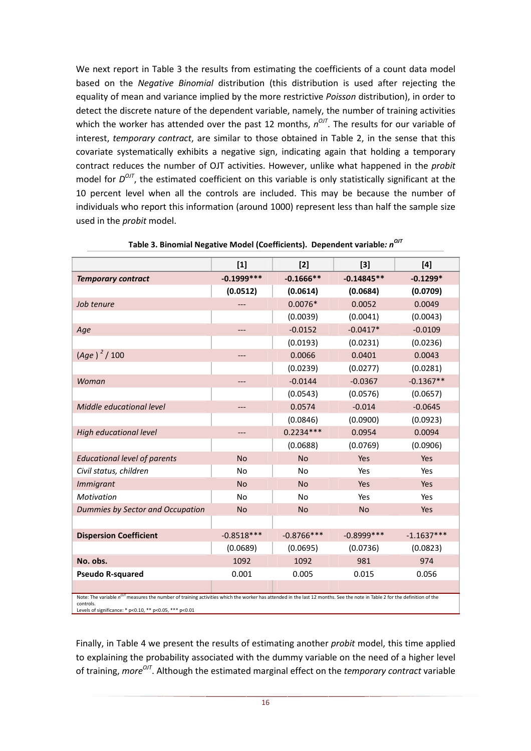We next report in Table 3 the results from estimating the coefficients of a count data model based on the *Negative Binomial* distribution (this distribution is used after rejecting the equality of mean and variance implied by the more restrictive *Poisson* distribution), in order to detect the discrete nature of the dependent variable, namely, the number of training activities which the worker has attended over the past 12 months, $n^{OJT}$. The results for our variable of interest, *temporary contract*, are similar to those obtained in Table 2, in the sense that this covariate systematically exhibits a negative sign, indicating again that holding a temporary contract reduces the number of OJT activities. However, unlike what happened in the *probit* model for $D^{OJT}$, the estimated coefficient on this variable is only statistically significant at the 10 percent level when all the controls are included. This may be because the number of individuals who report this information (around 1000) represent less than half the sample size used in the *probit* model.

**Table 3. Binomial Negative Model (Coefficients). Dependent variable: $n^{OJT}$**

| | [1] | [2] | [3] | [4] |
|---|---|---|---|---|
| ***Temporary contract*** | **-0.1999\*\*\*** | **-0.1666\*\*** | **-0.14845\*\*** | **-0.1299\*** |
| | **(0.0512)** | **(0.0614)** | **(0.0684)** | **(0.0709)** |
| *Job tenure* | --- | 0.0076* | 0.0052 | 0.0049 |
| | | (0.0039) | (0.0041) | (0.0043) |
| *Age* | --- | -0.0152 | -0.0417* | -0.0109 |
| | | (0.0193) | (0.0231) | (0.0236) |
| $(Age)^2 / 100$ | --- | 0.0066 | 0.0401 | 0.0043 |
| | | (0.0239) | (0.0277) | (0.0281) |
| *Woman* | --- | -0.0144 | -0.0367 | -0.1367** |
| | | (0.0543) | (0.0576) | (0.0657) |
| *Middle educational level* | --- | 0.0574 | -0.014 | -0.0645 |
| | | (0.0846) | (0.0900) | (0.0923) |
| *High educational level* | --- | 0.2234*** | 0.0954 | 0.0094 |
| | | (0.0688) | (0.0769) | (0.0906) |
| *Educational level of parents* | No | No | Yes | Yes |
| *Civil status, children* | No | No | Yes | Yes |
| *Immigrant* | No | No | Yes | Yes |
| *Motivation* | No | No | Yes | Yes |
| *Dummies by Sector and Occupation* | No | No | No | Yes |
| | | | | |
| **Dispersion Coefficient** | -0.8518*** | -0.8766*** | -0.8999*** | -1.1637*** |
| | (0.0689) | (0.0695) | (0.0736) | (0.0823) |
| **No. obs.** | 1092 | 1092 | 981 | 974 |
| **Pseudo R-squared** | 0.001 | 0.005 | 0.015 | 0.056 |

Note: The variable $n^{OJT}$ measures the number of training activities which the worker has attended in the last 12 months. See the note in Table 2 for the definition of the controls.
Levels of significance: * p<0.10, ** p<0.05, *** p<0.01

Finally, in Table 4 we present the results of estimating another *probit* model, this time applied to explaining the probability associated with the dummy variable on the need of a higher level of training, $more^{OJT}$. Although the estimated marginal effect on the *temporary contract* variable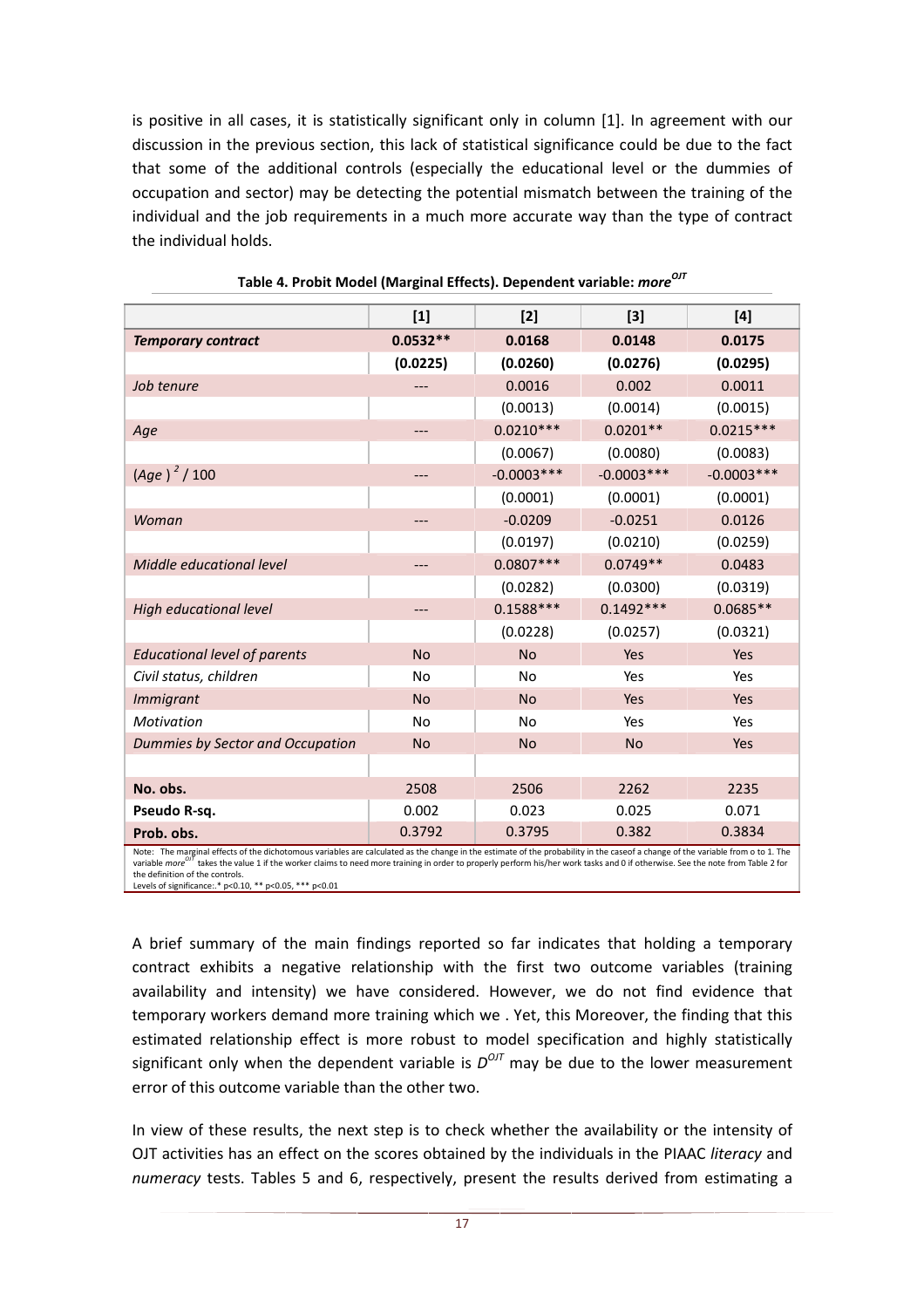is positive in all cases, it is statistically significant only in column [1]. In agreement with our discussion in the previous section, this lack of statistical significance could be due to the fact that some of the additional controls (especially the educational level or the dummies of occupation and sector) may be detecting the potential mismatch between the training of the individual and the job requirements in a much more accurate way than the type of contract the individual holds.

**Table 4. Probit Model (Marginal Effects). Dependent variable: $more^{OJT}$**

| | [1] | [2] | [3] | [4] |
|---|---|---|---|---|
| ***Temporary contract*** | **0.0532\*\*** | **0.0168** | **0.0148** | **0.0175** |
| | **(0.0225)** | **(0.0260)** | **(0.0276)** | **(0.0295)** |
| *Job tenure* | --- | 0.0016 | 0.002 | 0.0011 |
| | | (0.0013) | (0.0014) | (0.0015) |
| *Age* | --- | 0.0210\*\*\* | 0.0201\*\* | 0.0215\*\*\* |
| | | (0.0067) | (0.0080) | (0.0083) |
| $(Age)^2 / 100$ | --- | -0.0003\*\*\* | -0.0003\*\*\* | -0.0003\*\*\* |
| | | (0.0001) | (0.0001) | (0.0001) |
| *Woman* | --- | -0.0209 | -0.0251 | 0.0126 |
| | | (0.0197) | (0.0210) | (0.0259) |
| *Middle educational level* | --- | 0.0807\*\*\* | 0.0749\*\* | 0.0483 |
| | | (0.0282) | (0.0300) | (0.0319) |
| *High educational level* | --- | 0.1588\*\*\* | 0.1492\*\*\* | 0.0685\*\* |
| | | (0.0228) | (0.0257) | (0.0321) |
| *Educational level of parents* | No | No | Yes | Yes |
| *Civil status, children* | No | No | Yes | Yes |
| *Immigrant* | No | No | Yes | Yes |
| *Motivation* | No | No | Yes | Yes |
| *Dummies by Sector and Occupation* | No | No | No | Yes |
| | | | | |
| **No. obs.** | 2508 | 2506 | 2262 | 2235 |
| **Pseudo R-sq.** | 0.002 | 0.023 | 0.025 | 0.071 |
| **Prob. obs.** | 0.3792 | 0.3795 | 0.382 | 0.3834 |

Note: The marginal effects of the dichotomous variables are calculated as the change in the estimate of the probability in the caseof a change of the variable from o to 1. The variable $more^{OJT}$ takes the value 1 if the worker claims to need more training in order to properly perform his/her work tasks and 0 if otherwise. See the note from Table 2 for the definition of the controls.
Levels of significance:.* p<0.10, ** p<0.05, *** p<0.01

A brief summary of the main findings reported so far indicates that holding a temporary contract exhibits a negative relationship with the first two outcome variables (training availability and intensity) we have considered. However, we do not find evidence that temporary workers demand more training which we . Yet, this Moreover, the finding that this estimated relationship effect is more robust to model specification and highly statistically significant only when the dependent variable is $D^{OJT}$ may be due to the lower measurement error of this outcome variable than the other two.

In view of these results, the next step is to check whether the availability or the intensity of OJT activities has an effect on the scores obtained by the individuals in the PIAAC *literacy* and *numeracy* tests. Tables 5 and 6, respectively, present the results derived from estimating a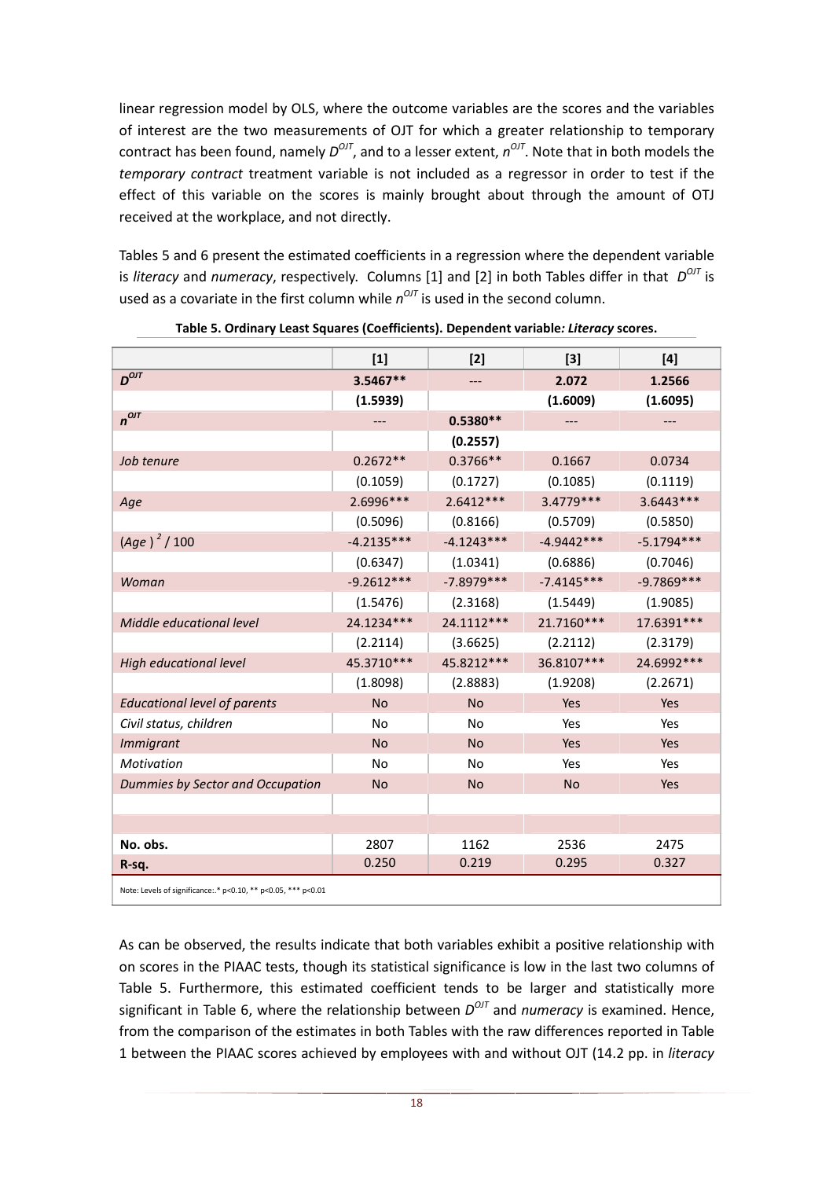linear regression model by OLS, where the outcome variables are the scores and the variables of interest are the two measurements of OJT for which a greater relationship to temporary contract has been found, namely $D^{OJT}$, and to a lesser extent, $n^{OJT}$. Note that in both models the *temporary contract* treatment variable is not included as a regressor in order to test if the effect of this variable on the scores is mainly brought about through the amount of OTJ received at the workplace, and not directly.

Tables 5 and 6 present the estimated coefficients in a regression where the dependent variable is *literacy* and *numeracy*, respectively. Columns [1] and [2] in both Tables differ in that $D^{OJT}$ is used as a covariate in the first column while $n^{OJT}$ is used in the second column.

**Table 5. Ordinary Least Squares (Coefficients). Dependent variable*: Literacy* scores.**

| | [1] | [2] | [3] | [4] |
|---|---|---|---|---|
| $D^{OJT}$ | **3.5467\*\*** | --- | **2.072** | **1.2566** |
| | **(1.5939)** | | **(1.6009)** | **(1.6095)** |
| $n^{OJT}$ | --- | **0.5380\*\*** | --- | --- |
| | | **(0.2557)** | | |
| *Job tenure* | 0.2672** | 0.3766** | 0.1667 | 0.0734 |
| | (0.1059) | (0.1727) | (0.1085) | (0.1119) |
| *Age* | 2.6996*** | 2.6412*** | 3.4779*** | 3.6443*** |
| | (0.5096) | (0.8166) | (0.5709) | (0.5850) |
| $(Age)^2 / 100$ | -4.2135*** | -4.1243*** | -4.9442*** | -5.1794*** |
| | (0.6347) | (1.0341) | (0.6886) | (0.7046) |
| *Woman* | -9.2612*** | -7.8979*** | -7.4145*** | -9.7869*** |
| | (1.5476) | (2.3168) | (1.5449) | (1.9085) |
| *Middle educational level* | 24.1234*** | 24.1112*** | 21.7160*** | 17.6391*** |
| | (2.2114) | (3.6625) | (2.2112) | (2.3179) |
| *High educational level* | 45.3710*** | 45.8212*** | 36.8107*** | 24.6992*** |
| | (1.8098) | (2.8883) | (1.9208) | (2.2671) |
| *Educational level of parents* | No | No | Yes | Yes |
| *Civil status, children* | No | No | Yes | Yes |
| *Immigrant* | No | No | Yes | Yes |
| *Motivation* | No | No | Yes | Yes |
| *Dummies by Sector and Occupation* | No | No | No | Yes |
| | | | | |
| | | | | |
| **No. obs.** | 2807 | 1162 | 2536 | 2475 |
| **R-sq.** | 0.250 | 0.219 | 0.295 | 0.327 |

Note: Levels of significance:.* p<0.10, ** p<0.05, *** p<0.01

As can be observed, the results indicate that both variables exhibit a positive relationship with on scores in the PIAAC tests, though its statistical significance is low in the last two columns of Table 5. Furthermore, this estimated coefficient tends to be larger and statistically more significant in Table 6, where the relationship between $D^{OJT}$ and *numeracy* is examined. Hence, from the comparison of the estimates in both Tables with the raw differences reported in Table 1 between the PIAAC scores achieved by employees with and without OJT (14.2 pp. in *literacy*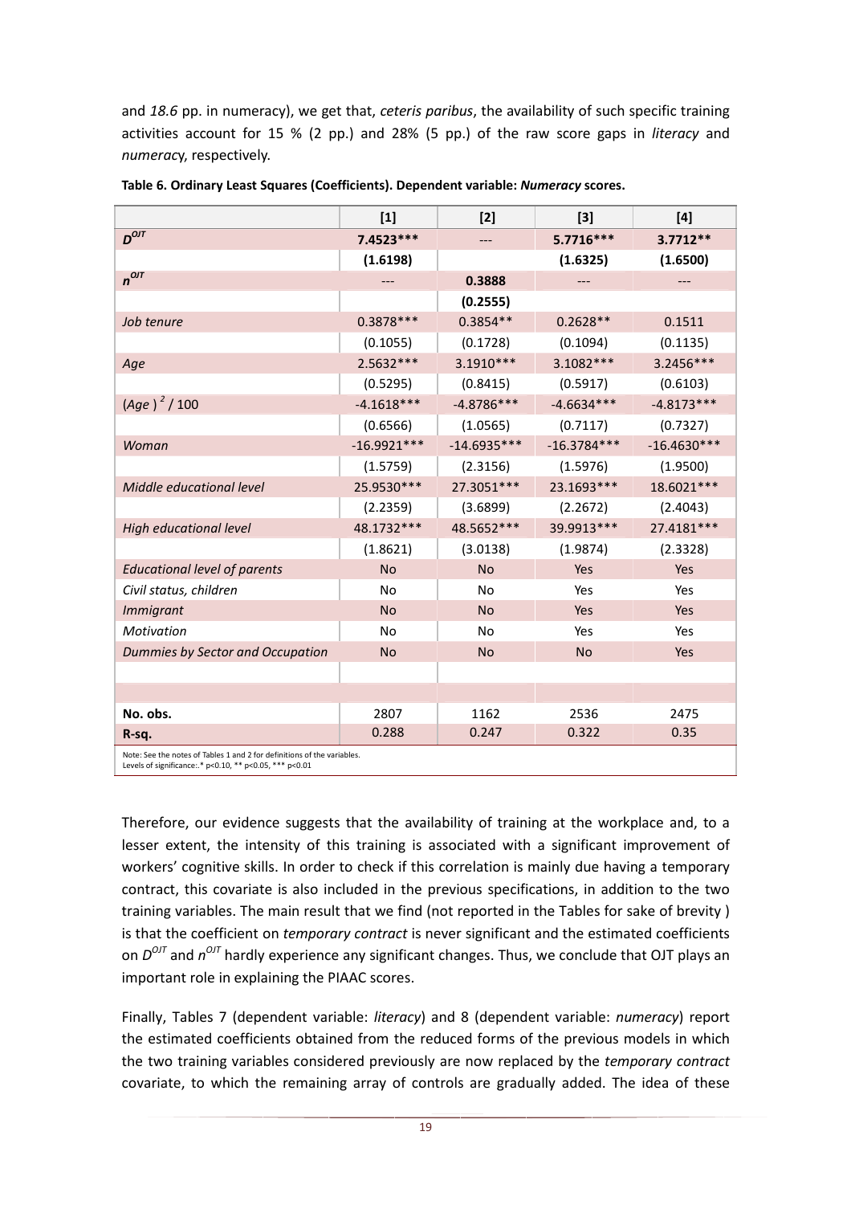and *18.6* pp. in numeracy), we get that, *ceteris paribus*, the availability of such specific training activities account for 15 % (2 pp.) and 28% (5 pp.) of the raw score gaps in *literacy* and *numeracy*, respectively.

**Table 6. Ordinary Least Squares (Coefficients). Dependent variable: *Numeracy* scores.**

| | [1] | [2] | [3] | [4] |
|---|---|---|---|---|
| $D^{OJT}$ | **7.4523*** ** | --- | **5.7716*** ** | **3.7712** ** |
| | **(1.6198)** | | **(1.6325)** | **(1.6500)** |
| $n^{OJT}$ | --- | **0.3888** | --- | --- |
| | | **(0.2555)** | | |
| *Job tenure* | 0.3878*** | 0.3854** | 0.2628** | 0.1511 |
| | (0.1055) | (0.1728) | (0.1094) | (0.1135) |
| *Age* | 2.5632*** | 3.1910*** | 3.1082*** | 3.2456*** |
| | (0.5295) | (0.8415) | (0.5917) | (0.6103) |
| *(Age)$^2$ / 100* | -4.1618*** | -4.8786*** | -4.6634*** | -4.8173*** |
| | (0.6566) | (1.0565) | (0.7117) | (0.7327) |
| *Woman* | -16.9921*** | -14.6935*** | -16.3784*** | -16.4630*** |
| | (1.5759) | (2.3156) | (1.5976) | (1.9500) |
| *Middle educational level* | 25.9530*** | 27.3051*** | 23.1693*** | 18.6021*** |
| | (2.2359) | (3.6899) | (2.2672) | (2.4043) |
| *High educational level* | 48.1732*** | 48.5652*** | 39.9913*** | 27.4181*** |
| | (1.8621) | (3.0138) | (1.9874) | (2.3328) |
| *Educational level of parents* | No | No | Yes | Yes |
| *Civil status, children* | No | No | Yes | Yes |
| *Immigrant* | No | No | Yes | Yes |
| *Motivation* | No | No | Yes | Yes |
| *Dummies by Sector and Occupation* | No | No | No | Yes |
| | | | | |
| | | | | |
| **No. obs.** | 2807 | 1162 | 2536 | 2475 |
| **R-sq.** | 0.288 | 0.247 | 0.322 | 0.35 |

Note: See the notes of Tables 1 and 2 for definitions of the variables.
Levels of significance:.* p<0.10, ** p<0.05, *** p<0.01

Therefore, our evidence suggests that the availability of training at the workplace and, to a lesser extent, the intensity of this training is associated with a significant improvement of workers' cognitive skills. In order to check if this correlation is mainly due having a temporary contract, this covariate is also included in the previous specifications, in addition to the two training variables. The main result that we find (not reported in the Tables for sake of brevity ) is that the coefficient on *temporary contract* is never significant and the estimated coefficients on $D^{OJT}$ and $n^{OJT}$ hardly experience any significant changes. Thus, we conclude that OJT plays an important role in explaining the PIAAC scores.

Finally, Tables 7 (dependent variable: *literacy*) and 8 (dependent variable: *numeracy*) report the estimated coefficients obtained from the reduced forms of the previous models in which the two training variables considered previously are now replaced by the *temporary contract* covariate, to which the remaining array of controls are gradually added. The idea of these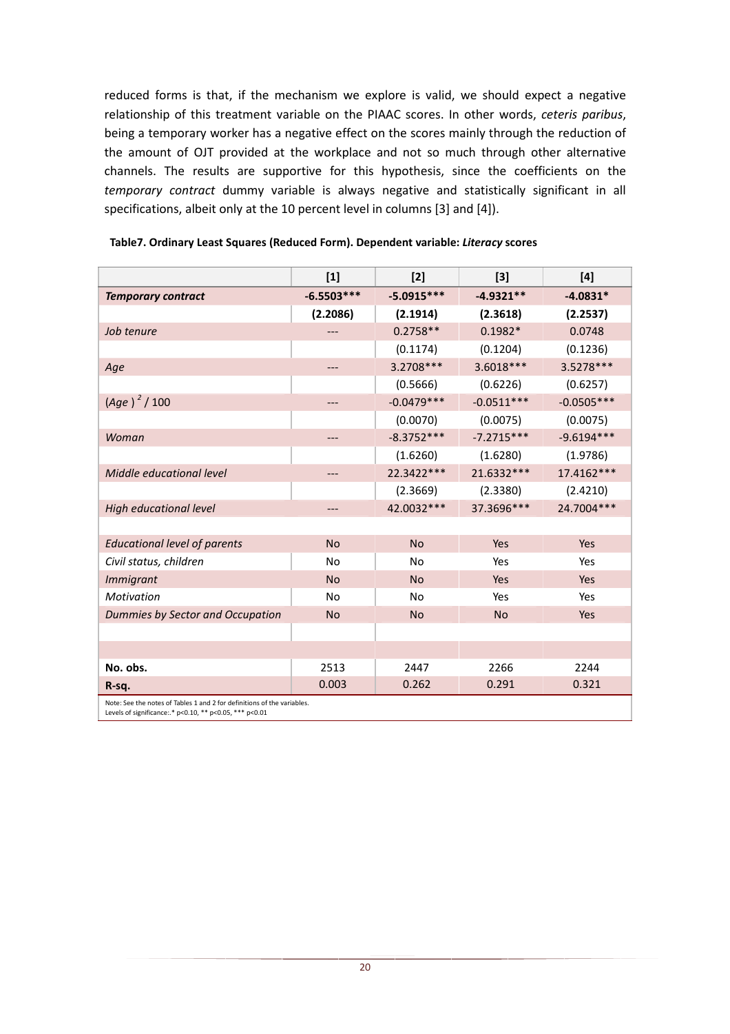reduced forms is that, if the mechanism we explore is valid, we should expect a negative relationship of this treatment variable on the PIAAC scores. In other words, *ceteris paribus*, being a temporary worker has a negative effect on the scores mainly through the reduction of the amount of OJT provided at the workplace and not so much through other alternative channels. The results are supportive for this hypothesis, since the coefficients on the *temporary contract* dummy variable is always negative and statistically significant in all specifications, albeit only at the 10 percent level in columns [3] and [4]).

**Table7. Ordinary Least Squares (Reduced Form). Dependent variable: *Literacy* scores**

| | [1] | [2] | [3] | [4] |
|---|---|---|---|---|
| ***Temporary contract*** | **-6.5503*****| **-5.0915***** | **-4.9321**** | **-4.0831*** |
| | **(2.2086)** | **(2.1914)** | **(2.3618)** | **(2.2537)** |
| *Job tenure* | --- | 0.2758** | 0.1982* | 0.0748 |
| | | (0.1174) | (0.1204) | (0.1236) |
| *Age* | --- | 3.2708*** | 3.6018*** | 3.5278*** |
| | | (0.5666) | (0.6226) | (0.6257) |
| $(Age)^2 / 100$ | --- | -0.0479*** | -0.0511*** | -0.0505*** |
| | | (0.0070) | (0.0075) | (0.0075) |
| *Woman* | --- | -8.3752*** | -7.2715*** | -9.6194*** |
| | | (1.6260) | (1.6280) | (1.9786) |
| *Middle educational level* | --- | 22.3422*** | 21.6332*** | 17.4162*** |
| | | (2.3669) | (2.3380) | (2.4210) |
| *High educational level* | --- | 42.0032*** | 37.3696*** | 24.7004*** |
| | | | | |
| *Educational level of parents* | No | No | Yes | Yes |
| *Civil status, children* | No | No | Yes | Yes |
| *Immigrant* | No | No | Yes | Yes |
| *Motivation* | No | No | Yes | Yes |
| *Dummies by Sector and Occupation* | No | No | No | Yes |
| | | | | |
| | | | | |
| **No. obs.** | 2513 | 2447 | 2266 | 2244 |
| **R-sq.** | 0.003 | 0.262 | 0.291 | 0.321 |

Note: See the notes of Tables 1 and 2 for definitions of the variables.
Levels of significance:.* p<0.10, ** p<0.05, *** p<0.01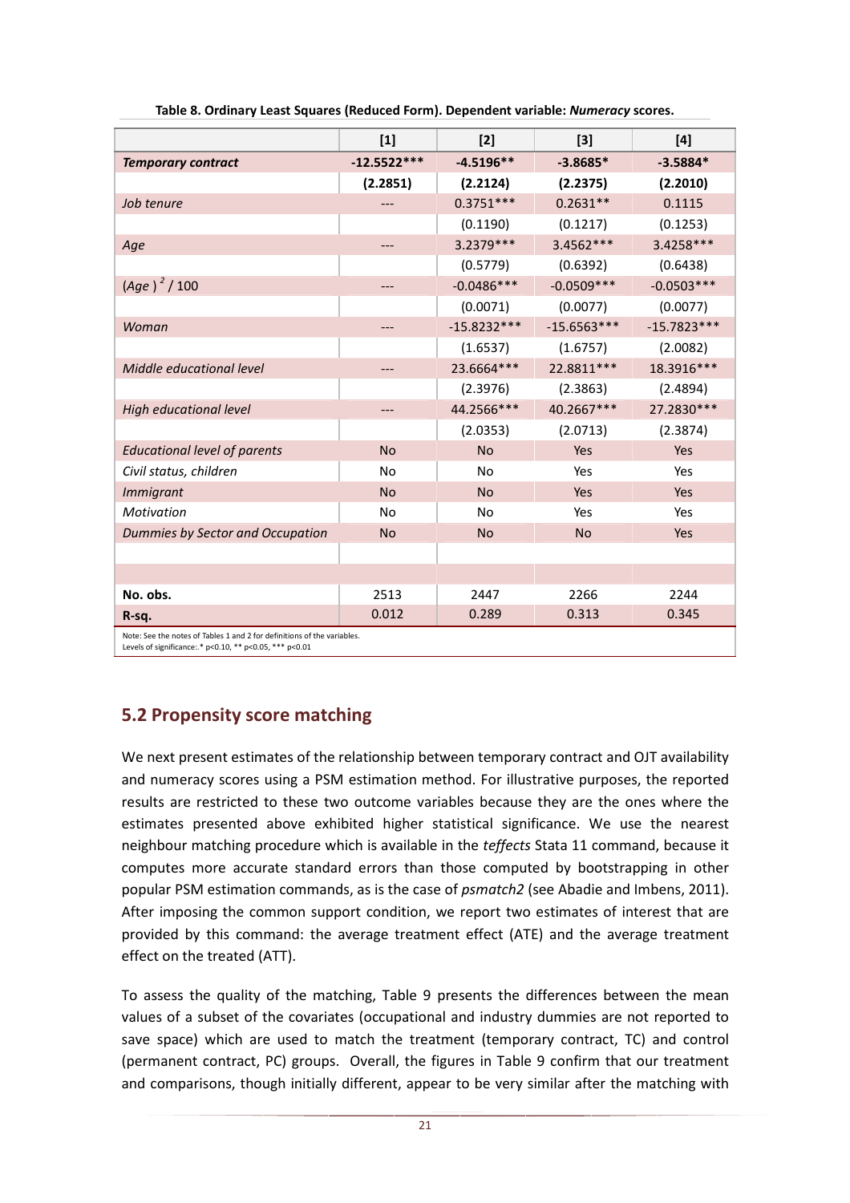**Table 8. Ordinary Least Squares (Reduced Form). Dependent variable: *Numeracy* scores.**

| | [1] | [2] | [3] | [4] |
|---|---|---|---|---|
| ***Temporary contract*** | **-12.5522\*\*\*** | **-4.5196\*\*** | **-3.8685\*** | **-3.5884\*** |
| | **(2.2851)** | **(2.2124)** | **(2.2375)** | **(2.2010)** |
| *Job tenure* | --- | 0.3751\*\*\* | 0.2631\*\* | 0.1115 |
| | | (0.1190) | (0.1217) | (0.1253) |
| *Age* | --- | 3.2379\*\*\* | 3.4562\*\*\* | 3.4258\*\*\* |
| | | (0.5779) | (0.6392) | (0.6438) |
| *(Age)* $^{2}$ */ 100* | --- | -0.0486\*\*\* | -0.0509\*\*\* | -0.0503\*\*\* |
| | | (0.0071) | (0.0077) | (0.0077) |
| *Woman* | --- | -15.8232\*\*\* | -15.6563\*\*\* | -15.7823\*\*\* |
| | | (1.6537) | (1.6757) | (2.0082) |
| *Middle educational level* | --- | 23.6664\*\*\* | 22.8811\*\*\* | 18.3916\*\*\* |
| | | (2.3976) | (2.3863) | (2.4894) |
| *High educational level* | --- | 44.2566\*\*\* | 40.2667\*\*\* | 27.2830\*\*\* |
| | | (2.0353) | (2.0713) | (2.3874) |
| *Educational level of parents* | No | No | Yes | Yes |
| *Civil status, children* | No | No | Yes | Yes |
| *Immigrant* | No | No | Yes | Yes |
| *Motivation* | No | No | Yes | Yes |
| *Dummies by Sector and Occupation* | No | No | No | Yes |
| | | | | |
| | | | | |
| **No. obs.** | 2513 | 2447 | 2266 | 2244 |
| **R-sq.** | 0.012 | 0.289 | 0.313 | 0.345 |

Note: See the notes of Tables 1 and 2 for definitions of the variables.
Levels of significance:.* p<0.10, ** p<0.05, *** p<0.01

## 5.2 Propensity score matching

We next present estimates of the relationship between temporary contract and OJT availability and numeracy scores using a PSM estimation method. For illustrative purposes, the reported results are restricted to these two outcome variables because they are the ones where the estimates presented above exhibited higher statistical significance. We use the nearest neighbour matching procedure which is available in the *teffects* Stata 11 command, because it computes more accurate standard errors than those computed by bootstrapping in other popular PSM estimation commands, as is the case of *psmatch2* (see Abadie and Imbens, 2011). After imposing the common support condition, we report two estimates of interest that are provided by this command: the average treatment effect (ATE) and the average treatment effect on the treated (ATT).

To assess the quality of the matching, Table 9 presents the differences between the mean values of a subset of the covariates (occupational and industry dummies are not reported to save space) which are used to match the treatment (temporary contract, TC) and control (permanent contract, PC) groups. Overall, the figures in Table 9 confirm that our treatment and comparisons, though initially different, appear to be very similar after the matching with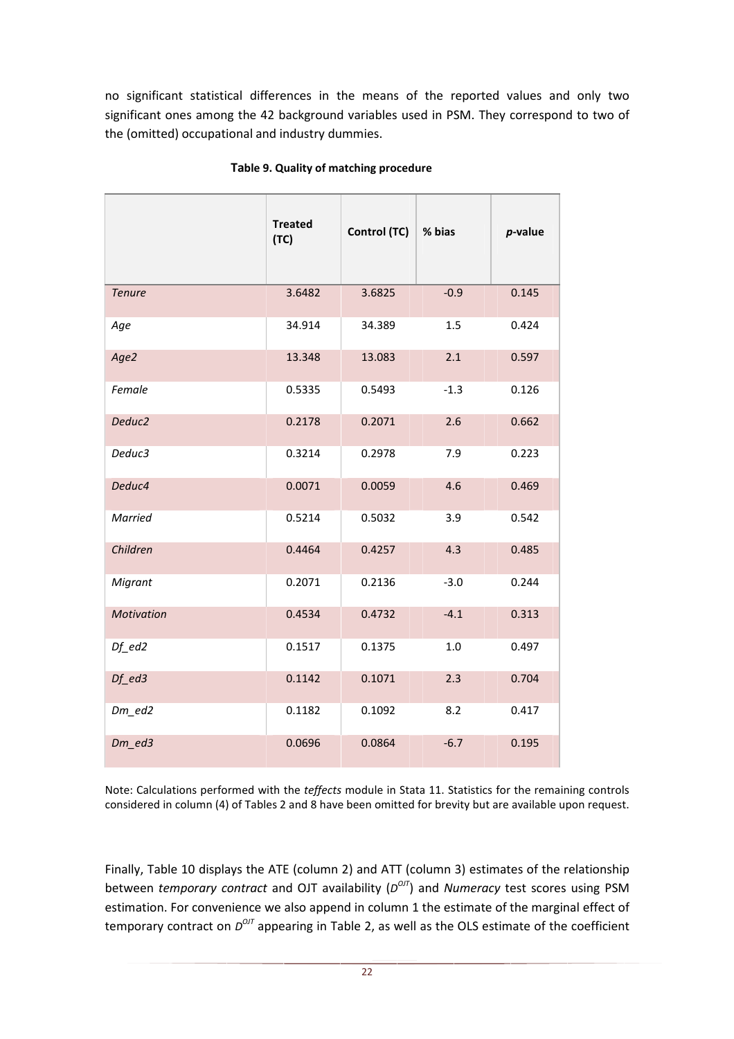no significant statistical differences in the means of the reported values and only two significant ones among the 42 background variables used in PSM. They correspond to two of the (omitted) occupational and industry dummies.

**Table 9. Quality of matching procedure**

| | **Treated (TC)** | **Control (TC)** | **% bias** | ***p*-value** |
|---|---|---|---|---|
| *Tenure* | 3.6482 | 3.6825 | -0.9 | 0.145 |
| *Age* | 34.914 | 34.389 | 1.5 | 0.424 |
| *Age2* | 13.348 | 13.083 | 2.1 | 0.597 |
| *Female* | 0.5335 | 0.5493 | -1.3 | 0.126 |
| *Deduc2* | 0.2178 | 0.2071 | 2.6 | 0.662 |
| *Deduc3* | 0.3214 | 0.2978 | 7.9 | 0.223 |
| *Deduc4* | 0.0071 | 0.0059 | 4.6 | 0.469 |
| *Married* | 0.5214 | 0.5032 | 3.9 | 0.542 |
| *Children* | 0.4464 | 0.4257 | 4.3 | 0.485 |
| *Migrant* | 0.2071 | 0.2136 | -3.0 | 0.244 |
| *Motivation* | 0.4534 | 0.4732 | -4.1 | 0.313 |
| *Df_ed2* | 0.1517 | 0.1375 | 1.0 | 0.497 |
| *Df_ed3* | 0.1142 | 0.1071 | 2.3 | 0.704 |
| *Dm_ed2* | 0.1182 | 0.1092 | 8.2 | 0.417 |
| *Dm_ed3* | 0.0696 | 0.0864 | -6.7 | 0.195 |

Note: Calculations performed with the *teffects* module in Stata 11. Statistics for the remaining controls considered in column (4) of Tables 2 and 8 have been omitted for brevity but are available upon request.

Finally, Table 10 displays the ATE (column 2) and ATT (column 3) estimates of the relationship between *temporary contract* and OJT availability ($D^{OJT}$) and *Numeracy* test scores using PSM estimation. For convenience we also append in column 1 the estimate of the marginal effect of temporary contract on $D^{OJT}$ appearing in Table 2, as well as the OLS estimate of the coefficient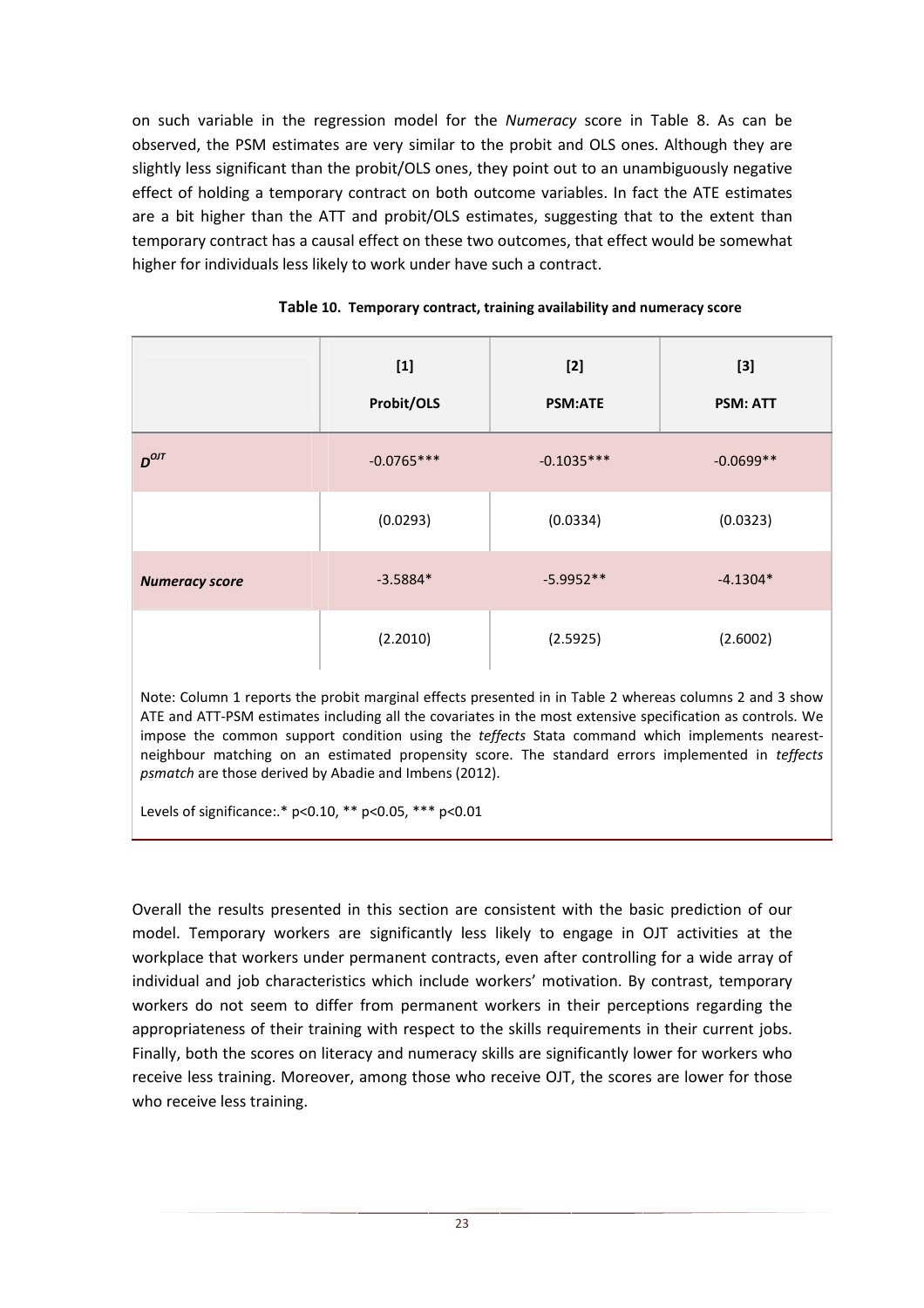on such variable in the regression model for the *Numeracy* score in Table 8. As can be observed, the PSM estimates are very similar to the probit and OLS ones. Although they are slightly less significant than the probit/OLS ones, they point out to an unambiguously negative effect of holding a temporary contract on both outcome variables. In fact the ATE estimates are a bit higher than the ATT and probit/OLS estimates, suggesting that to the extent than temporary contract has a causal effect on these two outcomes, that effect would be somewhat higher for individuals less likely to work under have such a contract.

**Table 10. Temporary contract, training availability and numeracy score**

| | [1] Probit/OLS | [2] PSM:ATE | [3] PSM: ATT |
|---|---|---|---|
| $D^{OJT}$ | -0.0765*** | -0.1035*** | -0.0699** |
| | (0.0293) | (0.0334) | (0.0323) |
| ***Numeracy score*** | -3.5884* | -5.9952** | -4.1304* |
| | (2.2010) | (2.5925) | (2.6002) |

Note: Column 1 reports the probit marginal effects presented in in Table 2 whereas columns 2 and 3 show ATE and ATT-PSM estimates including all the covariates in the most extensive specification as controls. We impose the common support condition using the *teffects* Stata command which implements nearest-neighbour matching on an estimated propensity score. The standard errors implemented in *teffects psmatch* are those derived by Abadie and Imbens (2012).

Levels of significance:.* p<0.10, ** p<0.05, *** p<0.01

Overall the results presented in this section are consistent with the basic prediction of our model. Temporary workers are significantly less likely to engage in OJT activities at the workplace that workers under permanent contracts, even after controlling for a wide array of individual and job characteristics which include workers' motivation. By contrast, temporary workers do not seem to differ from permanent workers in their perceptions regarding the appropriateness of their training with respect to the skills requirements in their current jobs. Finally, both the scores on literacy and numeracy skills are significantly lower for workers who receive less training. Moreover, among those who receive OJT, the scores are lower for those who receive less training.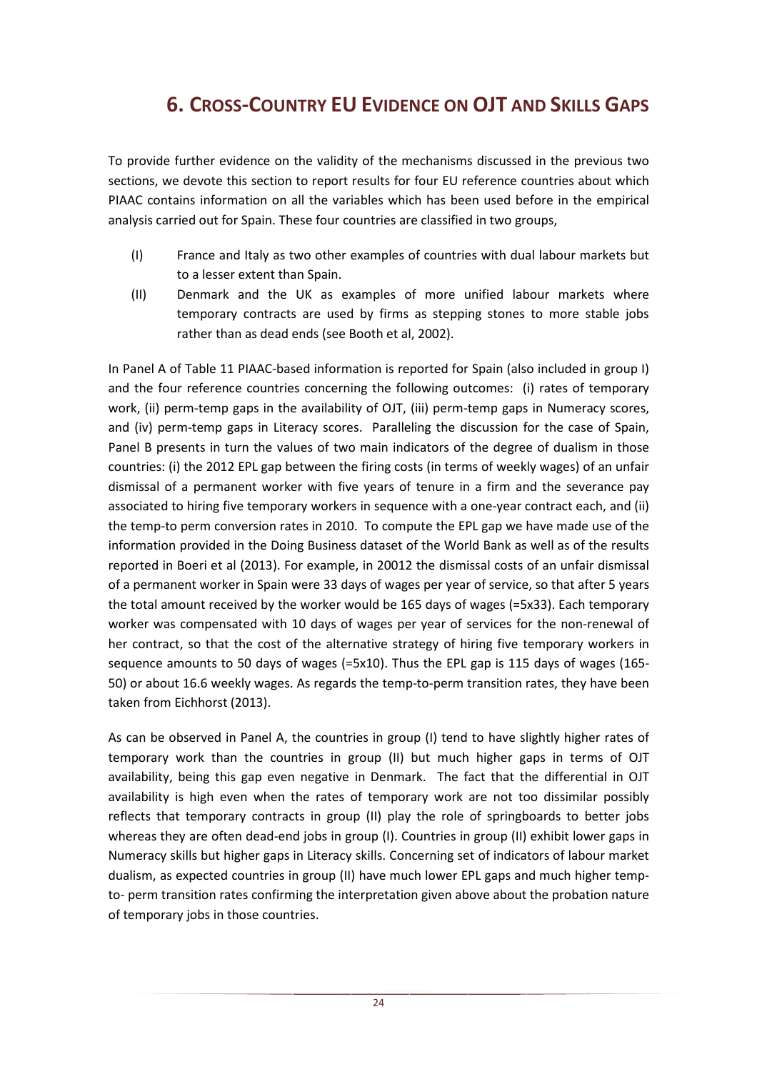## 6. Cross-Country EU Evidence on OJT and Skills Gaps

To provide further evidence on the validity of the mechanisms discussed in the previous two sections, we devote this section to report results for four EU reference countries about which PIAAC contains information on all the variables which has been used before in the empirical analysis carried out for Spain. These four countries are classified in two groups,

(I) France and Italy as two other examples of countries with dual labour markets but to a lesser extent than Spain.

(II) Denmark and the UK as examples of more unified labour markets where temporary contracts are used by firms as stepping stones to more stable jobs rather than as dead ends (see Booth et al, 2002).

In Panel A of Table 11 PIAAC-based information is reported for Spain (also included in group I) and the four reference countries concerning the following outcomes: (i) rates of temporary work, (ii) perm-temp gaps in the availability of OJT, (iii) perm-temp gaps in Numeracy scores, and (iv) perm-temp gaps in Literacy scores. Paralleling the discussion for the case of Spain, Panel B presents in turn the values of two main indicators of the degree of dualism in those countries: (i) the 2012 EPL gap between the firing costs (in terms of weekly wages) of an unfair dismissal of a permanent worker with five years of tenure in a firm and the severance pay associated to hiring five temporary workers in sequence with a one-year contract each, and (ii) the temp-to perm conversion rates in 2010. To compute the EPL gap we have made use of the information provided in the Doing Business dataset of the World Bank as well as of the results reported in Boeri et al (2013). For example, in 20012 the dismissal costs of an unfair dismissal of a permanent worker in Spain were 33 days of wages per year of service, so that after 5 years the total amount received by the worker would be 165 days of wages (=5x33). Each temporary worker was compensated with 10 days of wages per year of services for the non-renewal of her contract, so that the cost of the alternative strategy of hiring five temporary workers in sequence amounts to 50 days of wages (=5x10). Thus the EPL gap is 115 days of wages (165-50) or about 16.6 weekly wages. As regards the temp-to-perm transition rates, they have been taken from Eichhorst (2013).

As can be observed in Panel A, the countries in group (I) tend to have slightly higher rates of temporary work than the countries in group (II) but much higher gaps in terms of OJT availability, being this gap even negative in Denmark. The fact that the differential in OJT availability is high even when the rates of temporary work are not too dissimilar possibly reflects that temporary contracts in group (II) play the role of springboards to better jobs whereas they are often dead-end jobs in group (I). Countries in group (II) exhibit lower gaps in Numeracy skills but higher gaps in Literacy skills. Concerning set of indicators of labour market dualism, as expected countries in group (II) have much lower EPL gaps and much higher temp-to- perm transition rates confirming the interpretation given above about the probation nature of temporary jobs in those countries.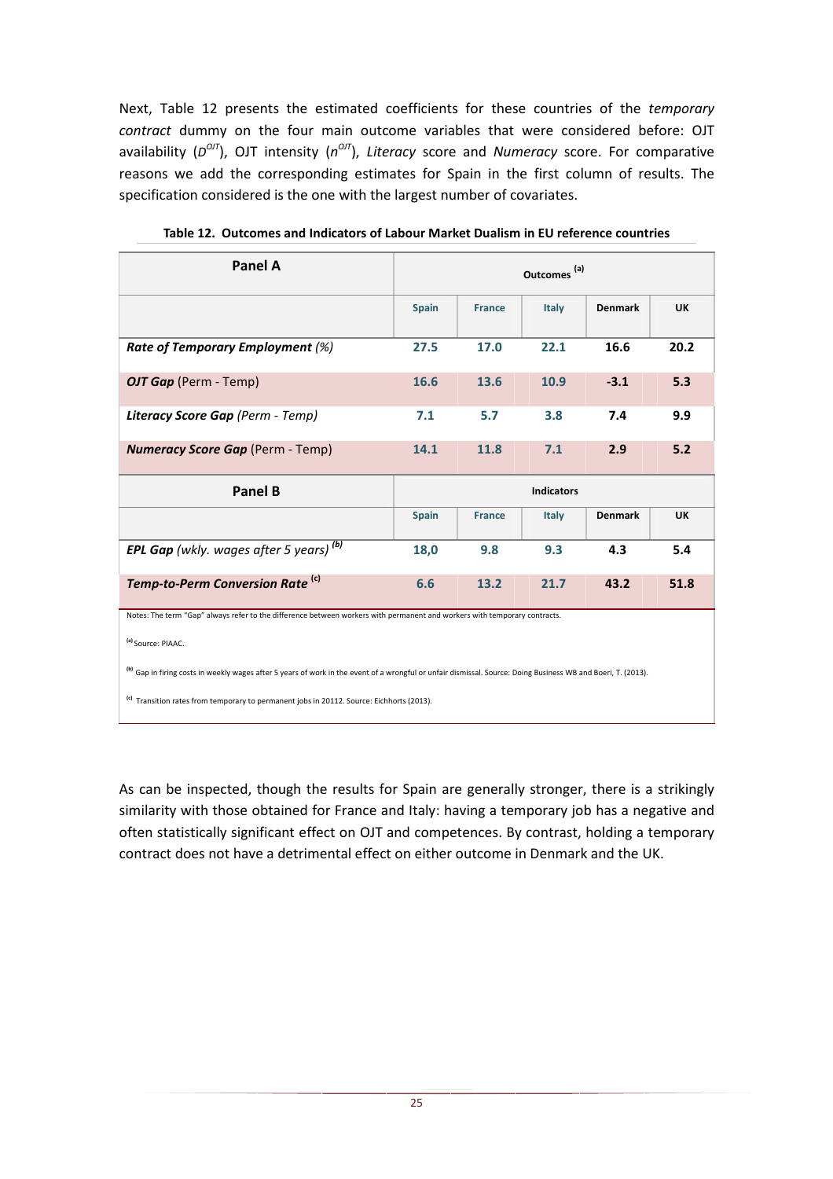Next, Table 12 presents the estimated coefficients for these countries of the *temporary contract* dummy on the four main outcome variables that were considered before: OJT availability ($D^{OJT}$), OJT intensity ($n^{OJT}$), *Literacy* score and *Numeracy* score. For comparative reasons we add the corresponding estimates for Spain in the first column of results. The specification considered is the one with the largest number of covariates.

**Table 12. Outcomes and Indicators of Labour Market Dualism in EU reference countries**

| Panel A | Outcomes [(a)] | | | | |
|---|---|---|---|---|---|
| | Spain | France | Italy | Denmark | UK |
| ***Rate of Temporary Employment*** *(%)* | 27.5 | 17.0 | 22.1 | 16.6 | 20.2 |
| ***OJT Gap*** (Perm - Temp) | 16.6 | 13.6 | 10.9 | -3.1 | 5.3 |
| ***Literacy Score Gap*** *(Perm - Temp)* | 7.1 | 5.7 | 3.8 | 7.4 | 9.9 |
| ***Numeracy Score Gap*** (Perm - Temp) | 14.1 | 11.8 | 7.1 | 2.9 | 5.2 |
| **Panel B** | **Indicators** | | | | |
| | Spain | France | Italy | Denmark | UK |
| ***EPL Gap*** *(wkly. wages after 5 years)* [(b)] | 18,0 | 9.8 | 9.3 | 4.3 | 5.4 |
| ***Temp-to-Perm Conversion Rate*** [(c)] | 6.6 | 13.2 | 21.7 | 43.2 | 51.8 |

Notes: The term "Gap" always refer to the difference between workers with permanent and workers with temporary contracts.

[(a)] Source: PIAAC.

[(b)] Gap in firing costs in weekly wages after 5 years of work in the event of a wrongful or unfair dismissal. Source: Doing Business WB and Boeri, T. (2013).

[(c)] Transition rates from temporary to permanent jobs in 20112. Source: Eichhorts (2013).

As can be inspected, though the results for Spain are generally stronger, there is a strikingly similarity with those obtained for France and Italy: having a temporary job has a negative and often statistically significant effect on OJT and competences. By contrast, holding a temporary contract does not have a detrimental effect on either outcome in Denmark and the UK.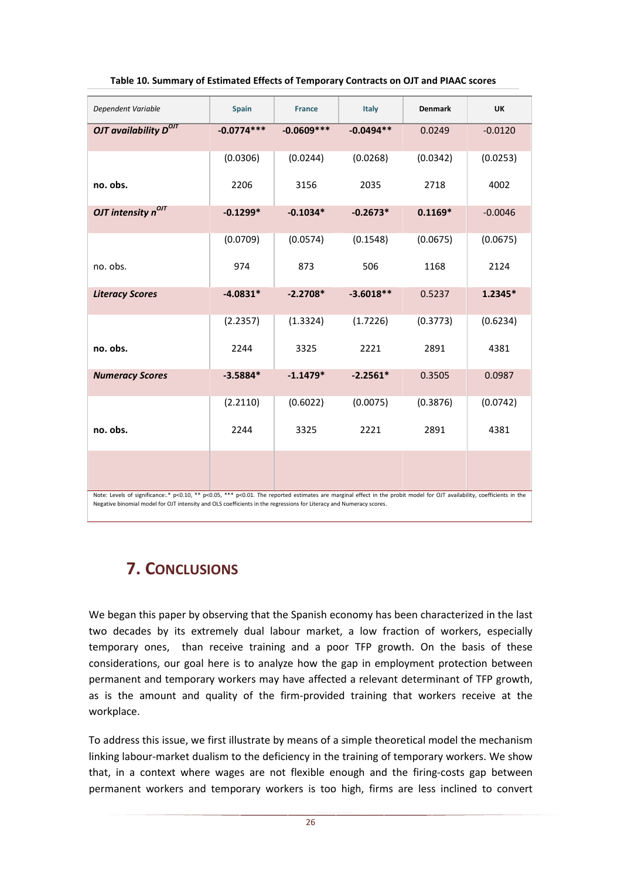**Table 10. Summary of Estimated Effects of Temporary Contracts on OJT and PIAAC scores**

| *Dependent Variable* | Spain | France | Italy | Denmark | UK |
|---|---|---|---|---|---|
| ***OJT availability $D^{OJT}$*** | -0.0774*** | -0.0609*** | -0.0494** | 0.0249 | -0.0120 |
| | (0.0306) | (0.0244) | (0.0268) | (0.0342) | (0.0253) |
| **no. obs.** | 2206 | 3156 | 2035 | 2718 | 4002 |
| ***OJT intensity $n^{OJT}$*** | **-0.1299*** | **-0.1034*** | **-0.2673*** | **0.1169*** | -0.0046 |
| | (0.0709) | (0.0574) | (0.1548) | (0.0675) | (0.0675) |
| no. obs. | 974 | 873 | 506 | 1168 | 2124 |
| ***Literacy Scores*** | **-4.0831*** | **-2.2708*** | **-3.6018**** | 0.5237 | **1.2345*** |
| | (2.2357) | (1.3324) | (1.7226) | (0.3773) | (0.6234) |
| **no. obs.** | 2244 | 3325 | 2221 | 2891 | 4381 |
| ***Numeracy Scores*** | **-3.5884*** | **-1.1479*** | **-2.2561*** | 0.3505 | 0.0987 |
| | (2.2110) | (0.6022) | (0.0075) | (0.3876) | (0.0742) |
| **no. obs.** | 2244 | 3325 | 2221 | 2891 | 4381 |

Note: Levels of significance:.* p<0.10, ** p<0.05, *** p<0.01. The reported estimates are marginal effect in the probit model for OJT availability, coefficients in the Negative binomial model for OJT intensity and OLS coefficients in the regressions for Literacy and Numeracy scores.

# 7. CONCLUSIONS

We began this paper by observing that the Spanish economy has been characterized in the last two decades by its extremely dual labour market, a low fraction of workers, especially temporary ones, than receive training and a poor TFP growth. On the basis of these considerations, our goal here is to analyze how the gap in employment protection between permanent and temporary workers may have affected a relevant determinant of TFP growth, as is the amount and quality of the firm-provided training that workers receive at the workplace.

To address this issue, we first illustrate by means of a simple theoretical model the mechanism linking labour-market dualism to the deficiency in the training of temporary workers. We show that, in a context where wages are not flexible enough and the firing-costs gap between permanent workers and temporary workers is too high, firms are less inclined to convert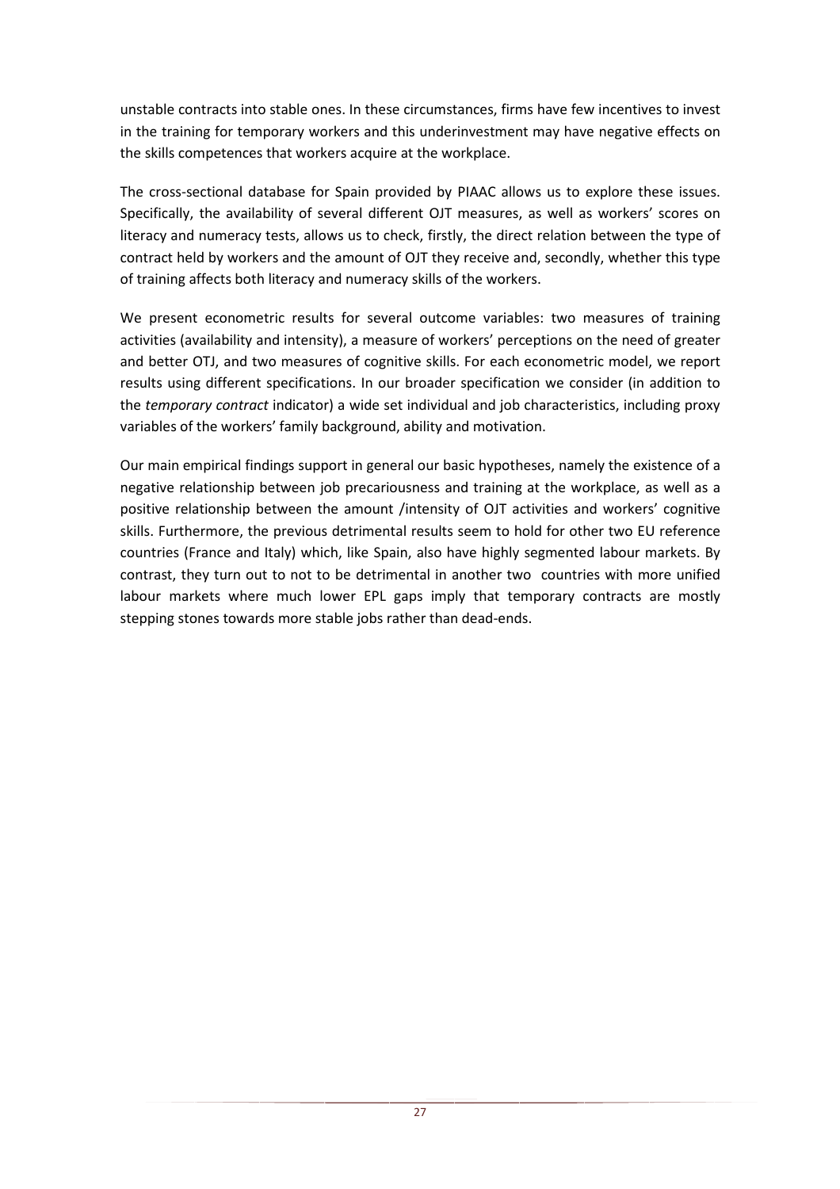unstable contracts into stable ones. In these circumstances, firms have few incentives to invest in the training for temporary workers and this underinvestment may have negative effects on the skills competences that workers acquire at the workplace.

The cross-sectional database for Spain provided by PIAAC allows us to explore these issues. Specifically, the availability of several different OJT measures, as well as workers' scores on literacy and numeracy tests, allows us to check, firstly, the direct relation between the type of contract held by workers and the amount of OJT they receive and, secondly, whether this type of training affects both literacy and numeracy skills of the workers.

We present econometric results for several outcome variables: two measures of training activities (availability and intensity), a measure of workers' perceptions on the need of greater and better OTJ, and two measures of cognitive skills. For each econometric model, we report results using different specifications. In our broader specification we consider (in addition to the *temporary contract* indicator) a wide set individual and job characteristics, including proxy variables of the workers' family background, ability and motivation.

Our main empirical findings support in general our basic hypotheses, namely the existence of a negative relationship between job precariousness and training at the workplace, as well as a positive relationship between the amount /intensity of OJT activities and workers' cognitive skills. Furthermore, the previous detrimental results seem to hold for other two EU reference countries (France and Italy) which, like Spain, also have highly segmented labour markets. By contrast, they turn out to not to be detrimental in another two countries with more unified labour markets where much lower EPL gaps imply that temporary contracts are mostly stepping stones towards more stable jobs rather than dead-ends.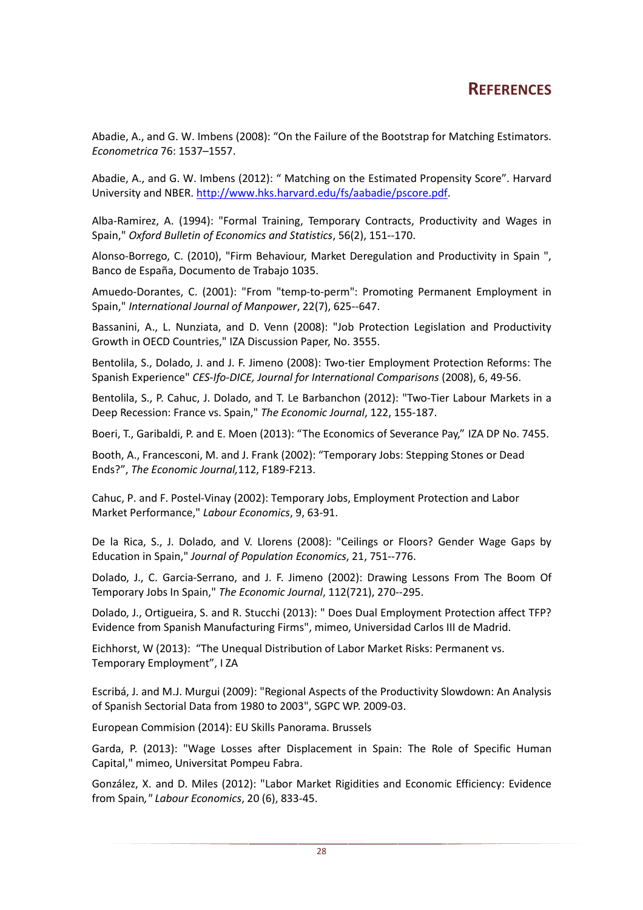# REFERENCES

Abadie, A., and G. W. Imbens (2008): "On the Failure of the Bootstrap for Matching Estimators. *Econometrica* 76: 1537–1557.

Abadie, A., and G. W. Imbens (2012): " Matching on the Estimated Propensity Score". Harvard University and NBER. http://www.hks.harvard.edu/fs/aabadie/pscore.pdf.

Alba-Ramirez, A. (1994): "Formal Training, Temporary Contracts, Productivity and Wages in Spain," *Oxford Bulletin of Economics and Statistics*, 56(2), 151--170.

Alonso-Borrego, C. (2010), "Firm Behaviour, Market Deregulation and Productivity in Spain ", Banco de España, Documento de Trabajo 1035.

Amuedo-Dorantes, C. (2001): "From "temp-to-perm": Promoting Permanent Employment in Spain," *International Journal of Manpower*, 22(7), 625--647.

Bassanini, A., L. Nunziata, and D. Venn (2008): "Job Protection Legislation and Productivity Growth in OECD Countries," IZA Discussion Paper, No. 3555.

Bentolila, S., Dolado, J. and J. F. Jimeno (2008): Two-tier Employment Protection Reforms: The Spanish Experience" *CES-Ifo-DICE, Journal for International Comparisons* (2008), 6, 49-56.

Bentolila, S., P. Cahuc, J. Dolado, and T. Le Barbanchon (2012): "Two-Tier Labour Markets in a Deep Recession: France vs. Spain," *The Economic Journal*, 122, 155-187.

Boeri, T., Garibaldi, P. and E. Moen (2013): "The Economics of Severance Pay," IZA DP No. 7455.

Booth, A., Francesconi, M. and J. Frank (2002): "Temporary Jobs: Stepping Stones or Dead Ends?", *The Economic Journal,*112, F189-F213.

Cahuc, P. and F. Postel-Vinay (2002): Temporary Jobs, Employment Protection and Labor Market Performance," *Labour Economics*, 9, 63-91.

De la Rica, S., J. Dolado, and V. Llorens (2008): "Ceilings or Floors? Gender Wage Gaps by Education in Spain," *Journal of Population Economics*, 21, 751--776.

Dolado, J., C. Garcia-Serrano, and J. F. Jimeno (2002): Drawing Lessons From The Boom Of Temporary Jobs In Spain," *The Economic Journal*, 112(721), 270--295.

Dolado, J., Ortigueira, S. and R. Stucchi (2013): " Does Dual Employment Protection affect TFP? Evidence from Spanish Manufacturing Firms", mimeo, Universidad Carlos III de Madrid.

Eichhorst, W (2013): "The Unequal Distribution of Labor Market Risks: Permanent vs. Temporary Employment", I ZA

Escribá, J. and M.J. Murgui (2009): "Regional Aspects of the Productivity Slowdown: An Analysis of Spanish Sectorial Data from 1980 to 2003", SGPC WP. 2009-03.

European Commision (2014): EU Skills Panorama. Brussels

Garda, P. (2013): "Wage Losses after Displacement in Spain: The Role of Specific Human Capital," mimeo, Universitat Pompeu Fabra.

González, X. and D. Miles (2012): "Labor Market Rigidities and Economic Efficiency: Evidence from Spain*," Labour Economics*, 20 (6), 833-45.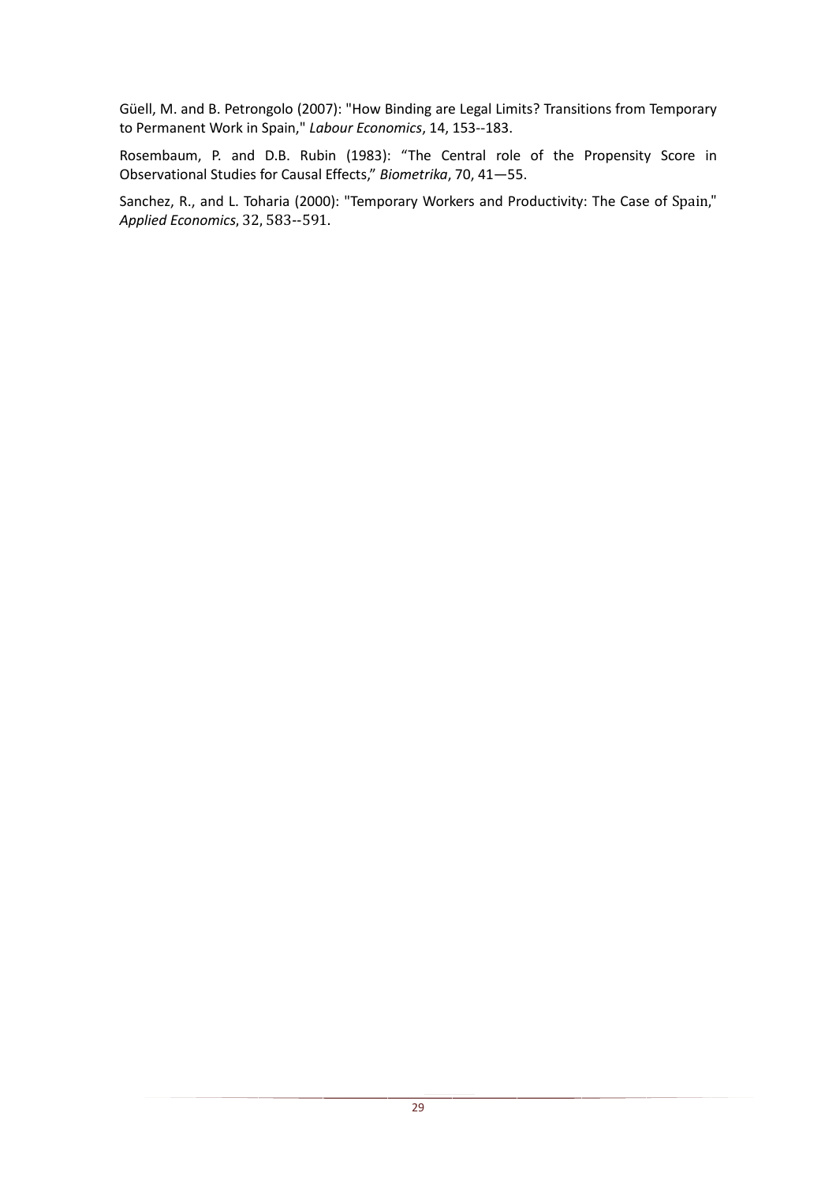Güell, M. and B. Petrongolo (2007): "How Binding are Legal Limits? Transitions from Temporary to Permanent Work in Spain," *Labour Economics*, 14, 153--183.

Rosembaum, P. and D.B. Rubin (1983): "The Central role of the Propensity Score in Observational Studies for Causal Effects," *Biometrika*, 70, 41—55.

Sanchez, R., and L. Toharia (2000): "Temporary Workers and Productivity: The Case of Spain," *Applied Economics*, 32, 583--591.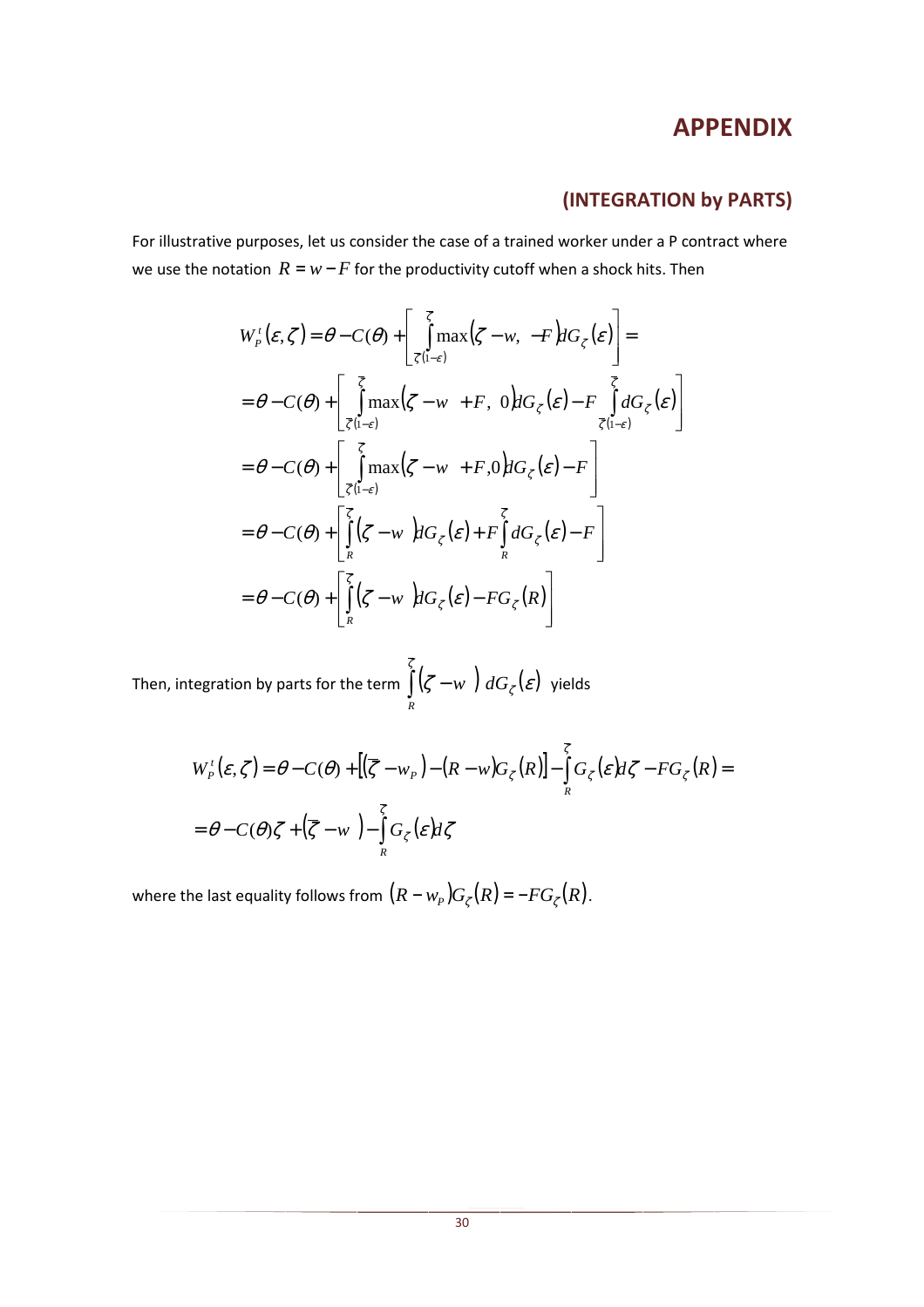# APPENDIX

## (INTEGRATION by PARTS)

For illustrative purposes, let us consider the case of a trained worker under a P contract where we use the notation $R = w - F$ for the productivity cutoff when a shock hits. Then

$$
\begin{aligned}
W_P^t(\varepsilon,\zeta) &= \theta - C(\theta) + \left[\int_{\zeta(1-\varepsilon)}^{\zeta} \max(\zeta - w,\ -F)\, dG_\zeta(\varepsilon)\right] = \\
&= \theta - C(\theta) + \left[\int_{\overline{\zeta}(1-\varepsilon)}^{\zeta} \max(\zeta - w\ \ + F,\ 0)\, dG_\zeta(\varepsilon) - F\int_{\overline{\zeta}(1-\varepsilon)}^{\zeta} dG_\zeta(\varepsilon)\right] \\
&= \theta - C(\theta) + \left[\int_{\overline{\zeta}(1-\varepsilon)}^{\zeta} \max(\zeta - w\ \ + F, 0)\, dG_\zeta(\varepsilon) - F\right] \\
&= \theta - C(\theta) + \left[\int_{R}^{\zeta} (\zeta - w\ \ )\, dG_\zeta(\varepsilon) + F\int_{R}^{\zeta} dG_\zeta(\varepsilon) - F\right] \\
&= \theta - C(\theta) + \left[\int_{R}^{\zeta} (\zeta - w\ \ )\, dG_\zeta(\varepsilon) - FG_\zeta(R)\right]
\end{aligned}
$$

Then, integration by parts for the term $\int_{R}^{\zeta} (\zeta - w\ \ )\ dG_\zeta(\varepsilon)$ yields

$$
\begin{aligned}
W_P^t(\varepsilon,\zeta) &= \theta - C(\theta) + \left[(\overline{\zeta} - w_P) - (R - w)G_\zeta(R)\right] - \int_{R}^{\zeta} G_\zeta(\varepsilon)d\zeta - FG_\zeta(R) = \\
&= \theta - C(\theta)\zeta + (\overline{\zeta} - w\ \ ) - \int_{R}^{\zeta} G_\zeta(\varepsilon)d\zeta
\end{aligned}
$$

where the last equality follows from $(R - w_P)G_\zeta(R) = -FG_\zeta(R)$.